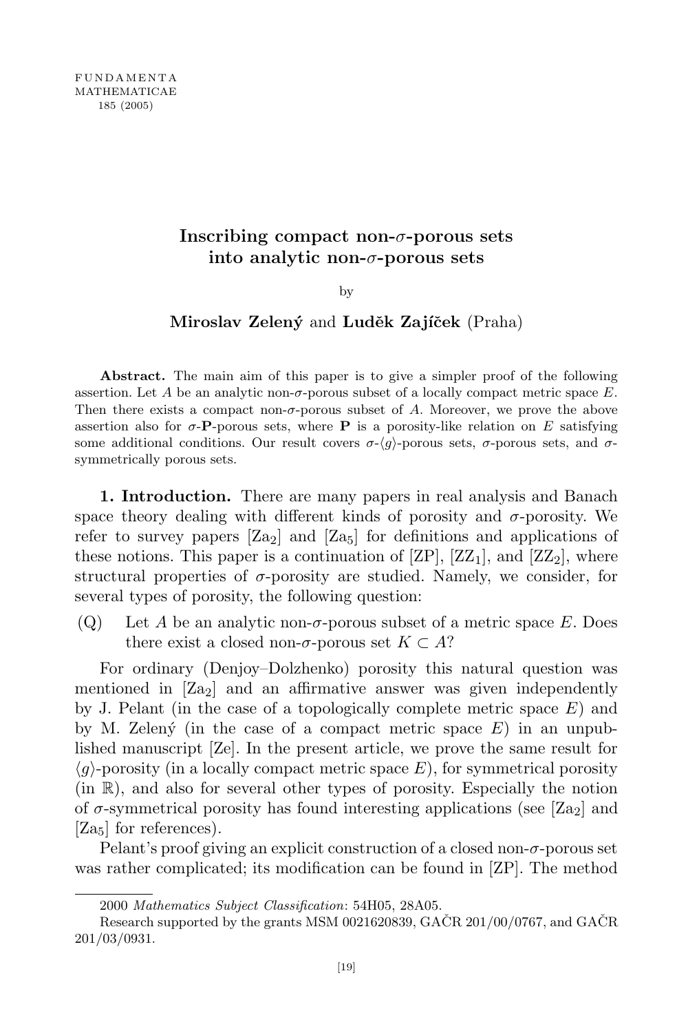# Inscribing compact non-$\sigma$-porous sets into analytic non-$\sigma$-porous sets

by

**Miroslav Zelený** and **Luděk Zajíček** (Praha)

**Abstract.** The main aim of this paper is to give a simpler proof of the following assertion. Let $A$ be an analytic non-$\sigma$-porous subset of a locally compact metric space $E$. Then there exists a compact non-$\sigma$-porous subset of $A$. Moreover, we prove the above assertion also for $\sigma$-**P**-porous sets, where **P** is a porosity-like relation on $E$ satisfying some additional conditions. Our result covers $\sigma$-$\langle g \rangle$-porous sets, $\sigma$-porous sets, and $\sigma$-symmetrically porous sets.

**1. Introduction.** There are many papers in real analysis and Banach space theory dealing with different kinds of porosity and $\sigma$-porosity. We refer to survey papers [Za$_2$] and [Za$_5$] for definitions and applications of these notions. This paper is a continuation of [ZP], [ZZ$_1$], and [ZZ$_2$], where structural properties of $\sigma$-porosity are studied. Namely, we consider, for several types of porosity, the following question:

(Q) Let $A$ be an analytic non-$\sigma$-porous subset of a metric space $E$. Does there exist a closed non-$\sigma$-porous set $K \subset A$?

For ordinary (Denjoy–Dolzhenko) porosity this natural question was mentioned in [Za$_2$] and an affirmative answer was given independently by J. Pelant (in the case of a topologically complete metric space $E$) and by M. Zelený (in the case of a compact metric space $E$) in an unpublished manuscript [Ze]. In the present article, we prove the same result for $\langle g \rangle$-porosity (in a locally compact metric space $E$), for symmetrical porosity (in $\mathbb{R}$), and also for several other types of porosity. Especially the notion of $\sigma$-symmetrical porosity has found interesting applications (see [Za$_2$] and [Za$_5$] for references).

Pelant's proof giving an explicit construction of a closed non-$\sigma$-porous set was rather complicated; its modification can be found in [ZP]. The method

---

2000 *Mathematics Subject Classification*: 54H05, 28A05.

Research supported by the grants MSM 0021620839, GAČR 201/00/0767, and GAČR 201/03/0931.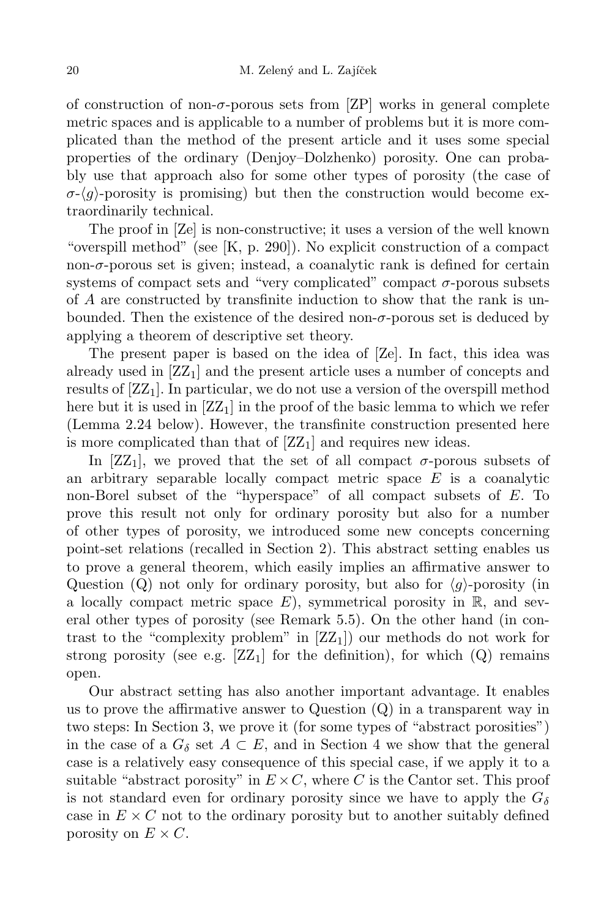of construction of non-$\sigma$-porous sets from [ZP] works in general complete metric spaces and is applicable to a number of problems but it is more complicated than the method of the present article and it uses some special properties of the ordinary (Denjoy–Dolzhenko) porosity. One can probably use that approach also for some other types of porosity (the case of $\sigma$-$\langle g \rangle$-porosity is promising) but then the construction would become extraordinarily technical.

The proof in [Ze] is non-constructive; it uses a version of the well known "overspill method" (see [K, p. 290]). No explicit construction of a compact non-$\sigma$-porous set is given; instead, a coanalytic rank is defined for certain systems of compact sets and "very complicated" compact $\sigma$-porous subsets of $A$ are constructed by transfinite induction to show that the rank is unbounded. Then the existence of the desired non-$\sigma$-porous set is deduced by applying a theorem of descriptive set theory.

The present paper is based on the idea of [Ze]. In fact, this idea was already used in [$\mathrm{ZZ}_1$] and the present article uses a number of concepts and results of [$\mathrm{ZZ}_1$]. In particular, we do not use a version of the overspill method here but it is used in [$\mathrm{ZZ}_1$] in the proof of the basic lemma to which we refer (Lemma 2.24 below). However, the transfinite construction presented here is more complicated than that of [$\mathrm{ZZ}_1$] and requires new ideas.

In [$\mathrm{ZZ}_1$], we proved that the set of all compact $\sigma$-porous subsets of an arbitrary separable locally compact metric space $E$ is a coanalytic non-Borel subset of the "hyperspace" of all compact subsets of $E$. To prove this result not only for ordinary porosity but also for a number of other types of porosity, we introduced some new concepts concerning point-set relations (recalled in Section 2). This abstract setting enables us to prove a general theorem, which easily implies an affirmative answer to Question (Q) not only for ordinary porosity, but also for $\langle g \rangle$-porosity (in a locally compact metric space $E$), symmetrical porosity in $\mathbb{R}$, and several other types of porosity (see Remark 5.5). On the other hand (in contrast to the "complexity problem" in [$\mathrm{ZZ}_1$]) our methods do not work for strong porosity (see e.g. [$\mathrm{ZZ}_1$] for the definition), for which (Q) remains open.

Our abstract setting has also another important advantage. It enables us to prove the affirmative answer to Question (Q) in a transparent way in two steps: In Section 3, we prove it (for some types of "abstract porosities") in the case of a $G_\delta$ set $A \subset E$, and in Section 4 we show that the general case is a relatively easy consequence of this special case, if we apply it to a suitable "abstract porosity" in $E \times C$, where $C$ is the Cantor set. This proof is not standard even for ordinary porosity since we have to apply the $G_\delta$ case in $E \times C$ not to the ordinary porosity but to another suitably defined porosity on $E \times C$.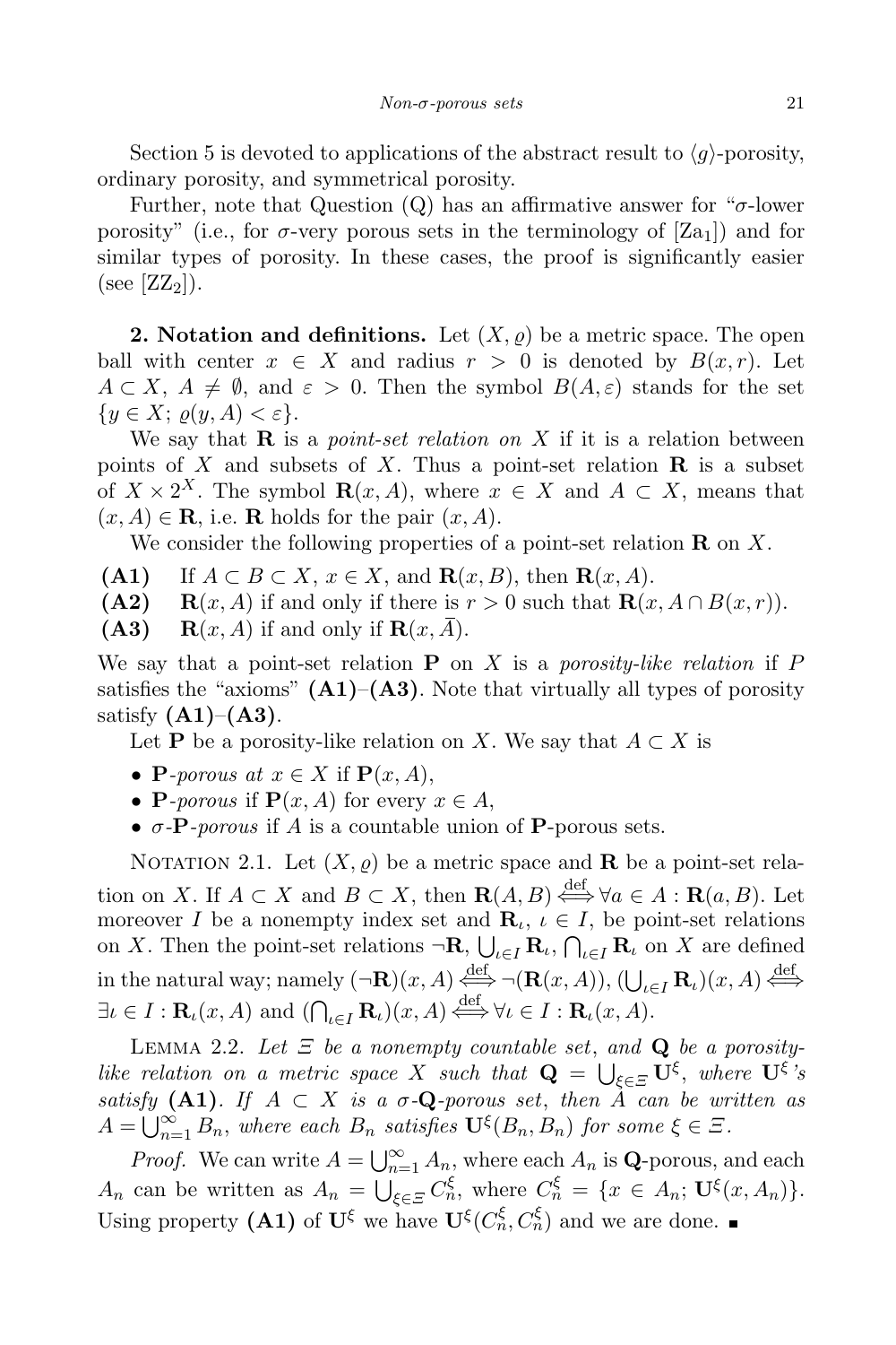Section 5 is devoted to applications of the abstract result to $\langle g \rangle$-porosity, ordinary porosity, and symmetrical porosity.

Further, note that Question (Q) has an affirmative answer for "$\sigma$-lower porosity" (i.e., for $\sigma$-very porous sets in the terminology of [Za$_1$]) and for similar types of porosity. In these cases, the proof is significantly easier (see [ZZ$_2$]).

**2. Notation and definitions.** Let $(X, \varrho)$ be a metric space. The open ball with center $x \in X$ and radius $r > 0$ is denoted by $B(x, r)$. Let $A \subset X$, $A \neq \emptyset$, and $\varepsilon > 0$. Then the symbol $B(A, \varepsilon)$ stands for the set $\{y \in X;\ \varrho(y, A) < \varepsilon\}$.

We say that $\mathbf{R}$ is a *point-set relation on* $X$ if it is a relation between points of $X$ and subsets of $X$. Thus a point-set relation $\mathbf{R}$ is a subset of $X \times 2^X$. The symbol $\mathbf{R}(x, A)$, where $x \in X$ and $A \subset X$, means that $(x, A) \in \mathbf{R}$, i.e. $\mathbf{R}$ holds for the pair $(x, A)$.

We consider the following properties of a point-set relation $\mathbf{R}$ on $X$.

- **(A1)** If $A \subset B \subset X$, $x \in X$, and $\mathbf{R}(x, B)$, then $\mathbf{R}(x, A)$.
- **(A2)** $\mathbf{R}(x, A)$ if and only if there is $r > 0$ such that $\mathbf{R}(x, A \cap B(x, r))$.
- **(A3)** $\mathbf{R}(x, A)$ if and only if $\mathbf{R}(x, \bar{A})$.

We say that a point-set relation $\mathbf{P}$ on $X$ is a *porosity-like relation* if $P$ satisfies the "axioms" **(A1)**–**(A3)**. Note that virtually all types of porosity satisfy **(A1)**–**(A3)**.

Let $\mathbf{P}$ be a porosity-like relation on $X$. We say that $A \subset X$ is

- $\mathbf{P}$*-porous at* $x \in X$ if $\mathbf{P}(x, A)$,
- $\mathbf{P}$*-porous* if $\mathbf{P}(x, A)$ for every $x \in A$,
- $\sigma$*-*$\mathbf{P}$*-porous* if $A$ is a countable union of $\mathbf{P}$-porous sets.

Notation 2.1. Let $(X, \varrho)$ be a metric space and $\mathbf{R}$ be a point-set relation on $X$. If $A \subset X$ and $B \subset X$, then $\mathbf{R}(A, B) \overset{\text{def}}{\Longleftrightarrow} \forall a \in A : \mathbf{R}(a, B)$. Let moreover $I$ be a nonempty index set and $\mathbf{R}_\iota$, $\iota \in I$, be point-set relations on $X$. Then the point-set relations $\neg\mathbf{R}$, $\bigcup_{\iota \in I} \mathbf{R}_\iota$, $\bigcap_{\iota \in I} \mathbf{R}_\iota$ on $X$ are defined in the natural way; namely $(\neg\mathbf{R})(x, A) \overset{\text{def}}{\Longleftrightarrow} \neg(\mathbf{R}(x, A))$, $(\bigcup_{\iota \in I} \mathbf{R}_\iota)(x, A) \overset{\text{def}}{\Longleftrightarrow} \exists \iota \in I : \mathbf{R}_\iota(x, A)$ and $(\bigcap_{\iota \in I} \mathbf{R}_\iota)(x, A) \overset{\text{def}}{\Longleftrightarrow} \forall \iota \in I : \mathbf{R}_\iota(x, A)$.

Lemma 2.2. *Let $\varXi$ be a nonempty countable set, and $\mathbf{Q}$ be a porosity-like relation on a metric space $X$ such that $\mathbf{Q} = \bigcup_{\xi \in \varXi} \mathbf{U}^\xi$, where $\mathbf{U}^\xi$'s satisfy* **(A1)**. *If $A \subset X$ is a $\sigma$-$\mathbf{Q}$-porous set, then $A$ can be written as $A = \bigcup_{n=1}^\infty B_n$, where each $B_n$ satisfies $\mathbf{U}^\xi(B_n, B_n)$ for some $\xi \in \varXi$.*

*Proof.* We can write $A = \bigcup_{n=1}^\infty A_n$, where each $A_n$ is $\mathbf{Q}$-porous, and each $A_n$ can be written as $A_n = \bigcup_{\xi \in \varXi} C_n^\xi$, where $C_n^\xi = \{x \in A_n;\ \mathbf{U}^\xi(x, A_n)\}$. Using property **(A1)** of $\mathbf{U}^\xi$ we have $\mathbf{U}^\xi(C_n^\xi, C_n^\xi)$ and we are done. ∎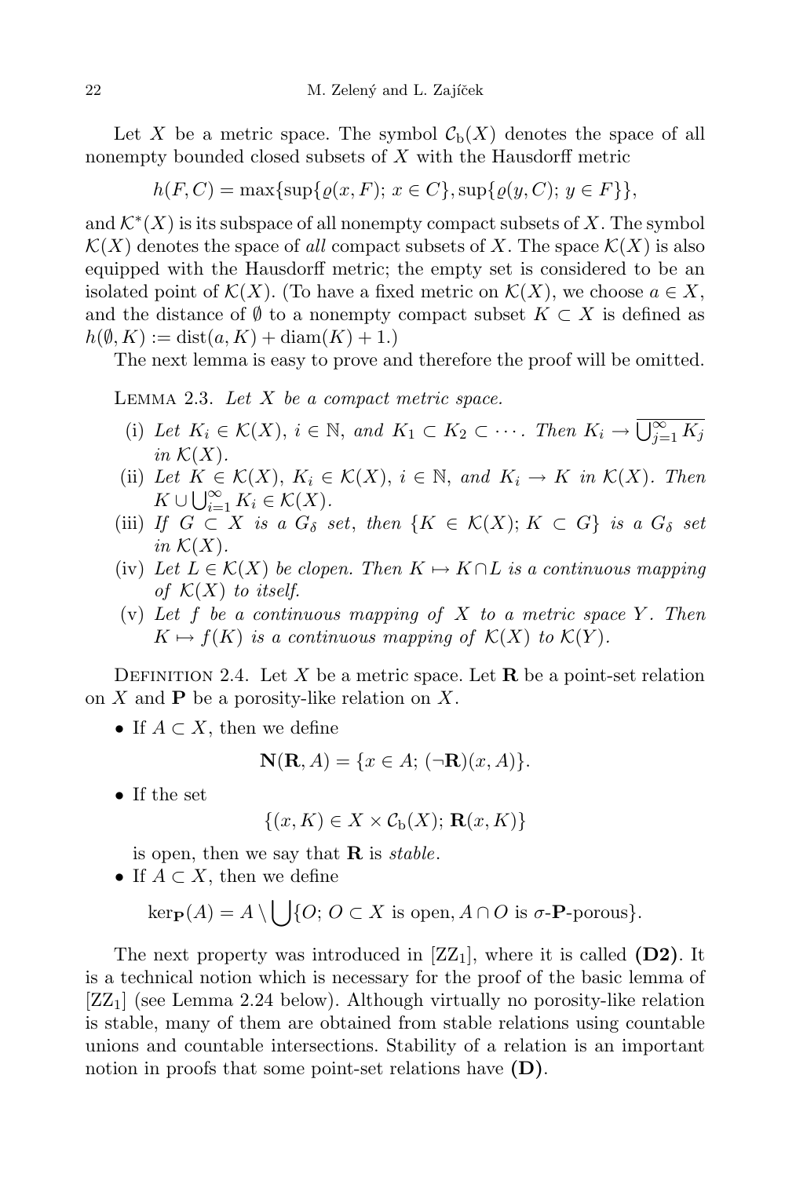Let $X$ be a metric space. The symbol $\mathcal{C}_{\mathrm{b}}(X)$ denotes the space of all nonempty bounded closed subsets of $X$ with the Hausdorff metric

$$h(F, C) = \max\{\sup\{\varrho(x, F);\, x \in C\}, \sup\{\varrho(y, C);\, y \in F\}\},$$

and $\mathcal{K}^*(X)$ is its subspace of all nonempty compact subsets of $X$. The symbol $\mathcal{K}(X)$ denotes the space of *all* compact subsets of $X$. The space $\mathcal{K}(X)$ is also equipped with the Hausdorff metric; the empty set is considered to be an isolated point of $\mathcal{K}(X)$. (To have a fixed metric on $\mathcal{K}(X)$, we choose $a \in X$, and the distance of $\emptyset$ to a nonempty compact subset $K \subset X$ is defined as $h(\emptyset, K) := \operatorname{dist}(a, K) + \operatorname{diam}(K) + 1$.)

The next lemma is easy to prove and therefore the proof will be omitted.

Lemma 2.3. *Let $X$ be a compact metric space.*

- (i) *Let $K_i \in \mathcal{K}(X)$, $i \in \mathbb{N}$, and $K_1 \subset K_2 \subset \cdots$. Then $K_i \to \overline{\bigcup_{j=1}^{\infty} K_j}$ in $\mathcal{K}(X)$.*
- (ii) *Let $K \in \mathcal{K}(X)$, $K_i \in \mathcal{K}(X)$, $i \in \mathbb{N}$, and $K_i \to K$ in $\mathcal{K}(X)$. Then $K \cup \bigcup_{i=1}^{\infty} K_i \in \mathcal{K}(X)$.*
- (iii) *If $G \subset X$ is a $G_\delta$ set, then $\{K \in \mathcal{K}(X);\, K \subset G\}$ is a $G_\delta$ set in $\mathcal{K}(X)$.*
- (iv) *Let $L \in \mathcal{K}(X)$ be clopen. Then $K \mapsto K \cap L$ is a continuous mapping of $\mathcal{K}(X)$ to itself.*
- (v) *Let $f$ be a continuous mapping of $X$ to a metric space $Y$. Then $K \mapsto f(K)$ is a continuous mapping of $\mathcal{K}(X)$ to $\mathcal{K}(Y)$.*

Definition 2.4. Let $X$ be a metric space. Let $\mathbf{R}$ be a point-set relation on $X$ and $\mathbf{P}$ be a porosity-like relation on $X$.

- If $A \subset X$, then we define

$$\mathbf{N}(\mathbf{R}, A) = \{x \in A;\, (\neg\mathbf{R})(x, A)\}.$$

- If the set

$$\{(x, K) \in X \times \mathcal{C}_{\mathrm{b}}(X);\, \mathbf{R}(x, K)\}$$

is open, then we say that $\mathbf{R}$ is *stable*.

- If $A \subset X$, then we define

$$\ker_{\mathbf{P}}(A) = A \setminus \bigcup\{O;\, O \subset X \text{ is open}, A \cap O \text{ is } \sigma\text{-}\mathbf{P}\text{-porous}\}.$$

The next property was introduced in [ZZ$_1$], where it is called **(D2)**. It is a technical notion which is necessary for the proof of the basic lemma of [ZZ$_1$] (see Lemma 2.24 below). Although virtually no porosity-like relation is stable, many of them are obtained from stable relations using countable unions and countable intersections. Stability of a relation is an important notion in proofs that some point-set relations have **(D)**.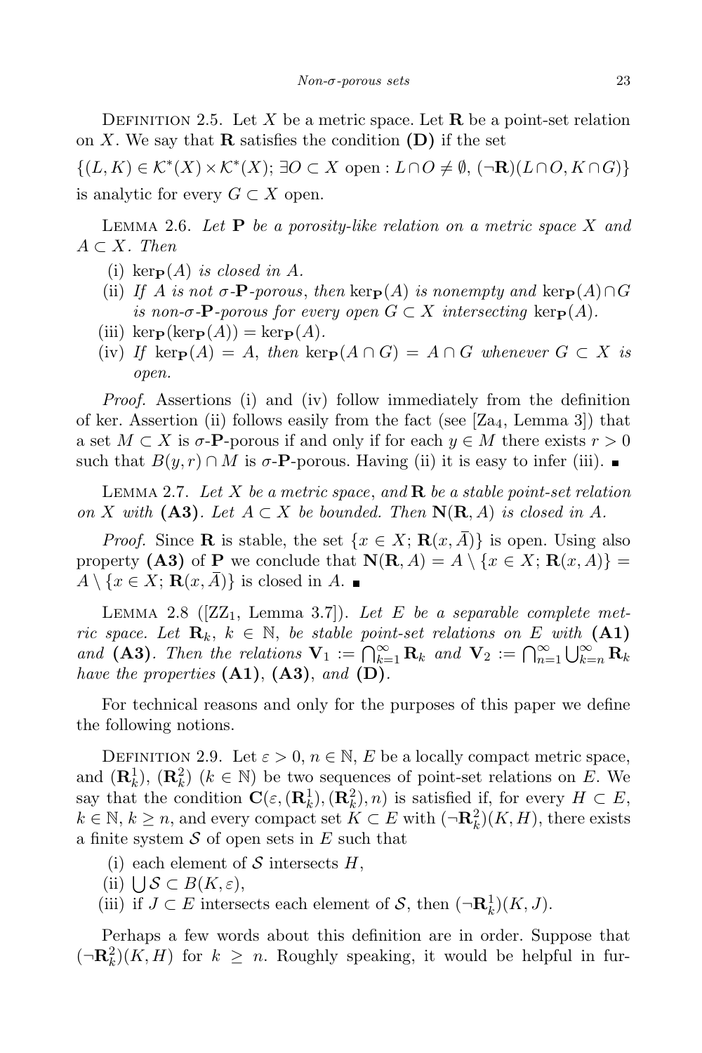Definition 2.5. Let $X$ be a metric space. Let $\mathbf{R}$ be a point-set relation on $X$. We say that $\mathbf{R}$ satisfies the condition **(D)** if the set

$$\{(L,K) \in \mathcal{K}^*(X) \times \mathcal{K}^*(X);\ \exists O \subset X \text{ open} : L \cap O \neq \emptyset,\ (\neg\mathbf{R})(L \cap O, K \cap G)\}$$

is analytic for every $G \subset X$ open.

Lemma 2.6. *Let* $\mathbf{P}$ *be a porosity-like relation on a metric space* $X$ *and* $A \subset X$. *Then*

- (i) $\ker_{\mathbf{P}}(A)$ *is closed in* $A$.
- (ii) *If* $A$ *is not* $\sigma$-$\mathbf{P}$*-porous, then* $\ker_{\mathbf{P}}(A)$ *is nonempty and* $\ker_{\mathbf{P}}(A) \cap G$ *is non-*$\sigma$-$\mathbf{P}$*-porous for every open* $G \subset X$ *intersecting* $\ker_{\mathbf{P}}(A)$.
- (iii) $\ker_{\mathbf{P}}(\ker_{\mathbf{P}}(A)) = \ker_{\mathbf{P}}(A)$.
- (iv) *If* $\ker_{\mathbf{P}}(A) = A$, *then* $\ker_{\mathbf{P}}(A \cap G) = A \cap G$ *whenever* $G \subset X$ *is open.*

*Proof.* Assertions (i) and (iv) follow immediately from the definition of ker. Assertion (ii) follows easily from the fact (see [Za$_4$, Lemma 3]) that a set $M \subset X$ is $\sigma$-$\mathbf{P}$-porous if and only if for each $y \in M$ there exists $r > 0$ such that $B(y,r) \cap M$ is $\sigma$-$\mathbf{P}$-porous. Having (ii) it is easy to infer (iii). ∎

Lemma 2.7. *Let* $X$ *be a metric space, and* $\mathbf{R}$ *be a stable point-set relation on* $X$ *with* **(A3)**. *Let* $A \subset X$ *be bounded. Then* $\mathbf{N}(\mathbf{R}, A)$ *is closed in* $A$.

*Proof.* Since $\mathbf{R}$ is stable, the set $\{x \in X;\ \mathbf{R}(x, \overline{A})\}$ is open. Using also property **(A3)** of $\mathbf{P}$ we conclude that $\mathbf{N}(\mathbf{R}, A) = A \setminus \{x \in X;\ \mathbf{R}(x, A)\} = A \setminus \{x \in X;\ \mathbf{R}(x, \overline{A})\}$ is closed in $A$. ∎

Lemma 2.8 ([ZZ$_1$, Lemma 3.7]). *Let* $E$ *be a separable complete metric space. Let* $\mathbf{R}_k$, $k \in \mathbb{N}$, *be stable point-set relations on* $E$ *with* **(A1)** *and* **(A3)**. *Then the relations* $\mathbf{V}_1 := \bigcap_{k=1}^{\infty} \mathbf{R}_k$ *and* $\mathbf{V}_2 := \bigcap_{n=1}^{\infty} \bigcup_{k=n}^{\infty} \mathbf{R}_k$ *have the properties* **(A1)**, **(A3)**, *and* **(D)**.

For technical reasons and only for the purposes of this paper we define the following notions.

Definition 2.9. Let $\varepsilon > 0$, $n \in \mathbb{N}$, $E$ be a locally compact metric space, and $(\mathbf{R}_k^1)$, $(\mathbf{R}_k^2)$ ($k \in \mathbb{N}$) be two sequences of point-set relations on $E$. We say that the condition $\mathbf{C}(\varepsilon, (\mathbf{R}_k^1), (\mathbf{R}_k^2), n)$ is satisfied if, for every $H \subset E$, $k \in \mathbb{N}$, $k \geq n$, and every compact set $K \subset E$ with $(\neg\mathbf{R}_k^2)(K, H)$, there exists a finite system $\mathcal{S}$ of open sets in $E$ such that

- (i) each element of $\mathcal{S}$ intersects $H$,
- (ii) $\bigcup \mathcal{S} \subset B(K, \varepsilon)$,
- (iii) if $J \subset E$ intersects each element of $\mathcal{S}$, then $(\neg\mathbf{R}_k^1)(K, J)$.

Perhaps a few words about this definition are in order. Suppose that $(\neg\mathbf{R}_k^2)(K, H)$ for $k \geq n$. Roughly speaking, it would be helpful in fur-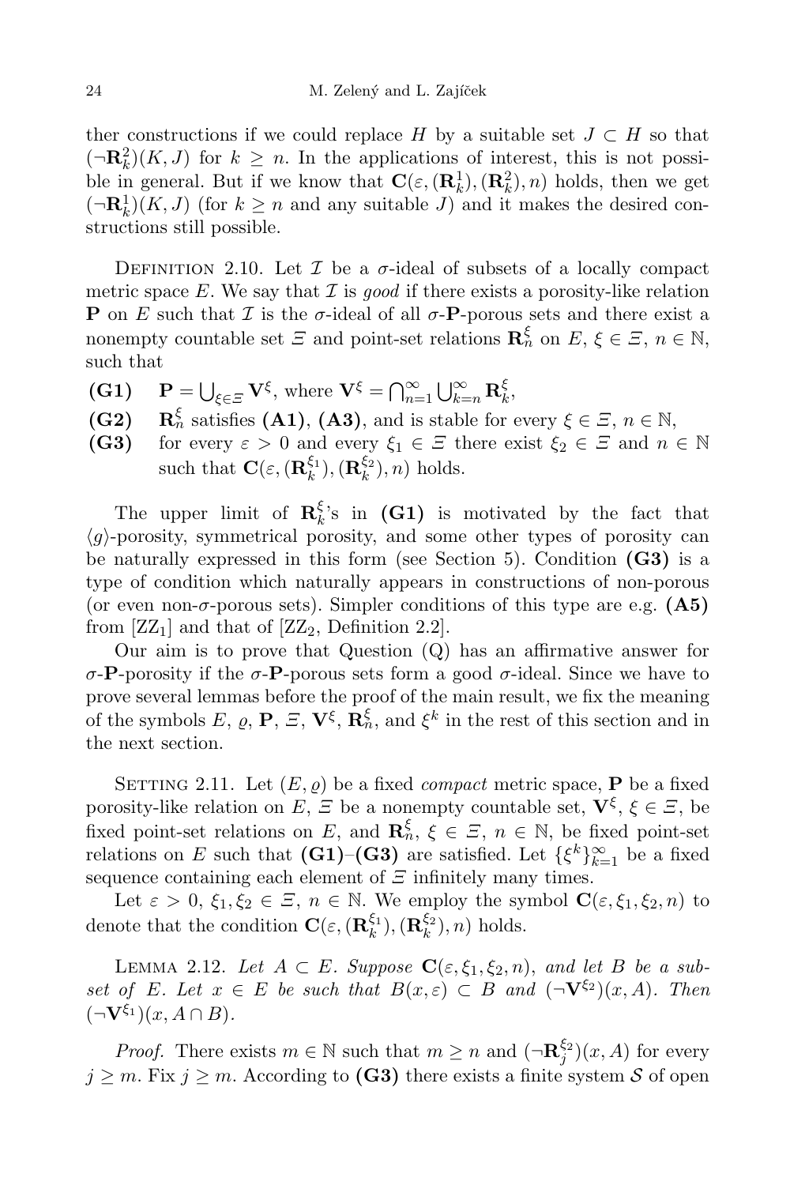ther constructions if we could replace $H$ by a suitable set $J \subset H$ so that $(\neg \mathbf{R}_k^2)(K, J)$ for $k \geq n$. In the applications of interest, this is not possible in general. But if we know that $\mathbf{C}(\varepsilon, (\mathbf{R}_k^1), (\mathbf{R}_k^2), n)$ holds, then we get $(\neg \mathbf{R}_k^1)(K, J)$ (for $k \geq n$ and any suitable $J$) and it makes the desired constructions still possible.

Definition 2.10. Let $\mathcal{I}$ be a $\sigma$-ideal of subsets of a locally compact metric space $E$. We say that $\mathcal{I}$ is *good* if there exists a porosity-like relation $\mathbf{P}$ on $E$ such that $\mathcal{I}$ is the $\sigma$-ideal of all $\sigma$-$\mathbf{P}$-porous sets and there exist a nonempty countable set $\varXi$ and point-set relations $\mathbf{R}_n^\xi$ on $E$, $\xi \in \varXi$, $n \in \mathbb{N}$, such that

- **(G1)** $\mathbf{P} = \bigcup_{\xi \in \varXi} \mathbf{V}^\xi$, where $\mathbf{V}^\xi = \bigcap_{n=1}^\infty \bigcup_{k=n}^\infty \mathbf{R}_k^\xi$,
- **(G2)** $\mathbf{R}_n^\xi$ satisfies **(A1)**, **(A3)**, and is stable for every $\xi \in \varXi$, $n \in \mathbb{N}$,
- **(G3)** for every $\varepsilon > 0$ and every $\xi_1 \in \varXi$ there exist $\xi_2 \in \varXi$ and $n \in \mathbb{N}$ such that $\mathbf{C}(\varepsilon, (\mathbf{R}_k^{\xi_1}), (\mathbf{R}_k^{\xi_2}), n)$ holds.

The upper limit of $\mathbf{R}_k^\xi$'s in **(G1)** is motivated by the fact that $\langle g \rangle$-porosity, symmetrical porosity, and some other types of porosity can be naturally expressed in this form (see Section 5). Condition **(G3)** is a type of condition which naturally appears in constructions of non-porous (or even non-$\sigma$-porous sets). Simpler conditions of this type are e.g. **(A5)** from [ZZ$_1$] and that of [ZZ$_2$, Definition 2.2].

Our aim is to prove that Question (Q) has an affirmative answer for $\sigma$-$\mathbf{P}$-porosity if the $\sigma$-$\mathbf{P}$-porous sets form a good $\sigma$-ideal. Since we have to prove several lemmas before the proof of the main result, we fix the meaning of the symbols $E$, $\varrho$, $\mathbf{P}$, $\varXi$, $\mathbf{V}^\xi$, $\mathbf{R}_n^\xi$, and $\xi^k$ in the rest of this section and in the next section.

Setting 2.11. Let $(E, \varrho)$ be a fixed *compact* metric space, $\mathbf{P}$ be a fixed porosity-like relation on $E$, $\varXi$ be a nonempty countable set, $\mathbf{V}^\xi$, $\xi \in \varXi$, be fixed point-set relations on $E$, and $\mathbf{R}_n^\xi$, $\xi \in \varXi$, $n \in \mathbb{N}$, be fixed point-set relations on $E$ such that **(G1)**–**(G3)** are satisfied. Let $\{\xi^k\}_{k=1}^\infty$ be a fixed sequence containing each element of $\varXi$ infinitely many times.

Let $\varepsilon > 0$, $\xi_1, \xi_2 \in \varXi$, $n \in \mathbb{N}$. We employ the symbol $\mathbf{C}(\varepsilon, \xi_1, \xi_2, n)$ to denote that the condition $\mathbf{C}(\varepsilon, (\mathbf{R}_k^{\xi_1}), (\mathbf{R}_k^{\xi_2}), n)$ holds.

Lemma 2.12. *Let $A \subset E$. Suppose $\mathbf{C}(\varepsilon, \xi_1, \xi_2, n)$, and let $B$ be a subset of $E$. Let $x \in E$ be such that $B(x, \varepsilon) \subset B$ and $(\neg \mathbf{V}^{\xi_2})(x, A)$. Then $(\neg \mathbf{V}^{\xi_1})(x, A \cap B)$.*

*Proof.* There exists $m \in \mathbb{N}$ such that $m \geq n$ and $(\neg \mathbf{R}_j^{\xi_2})(x, A)$ for every $j \geq m$. Fix $j \geq m$. According to **(G3)** there exists a finite system $\mathcal{S}$ of open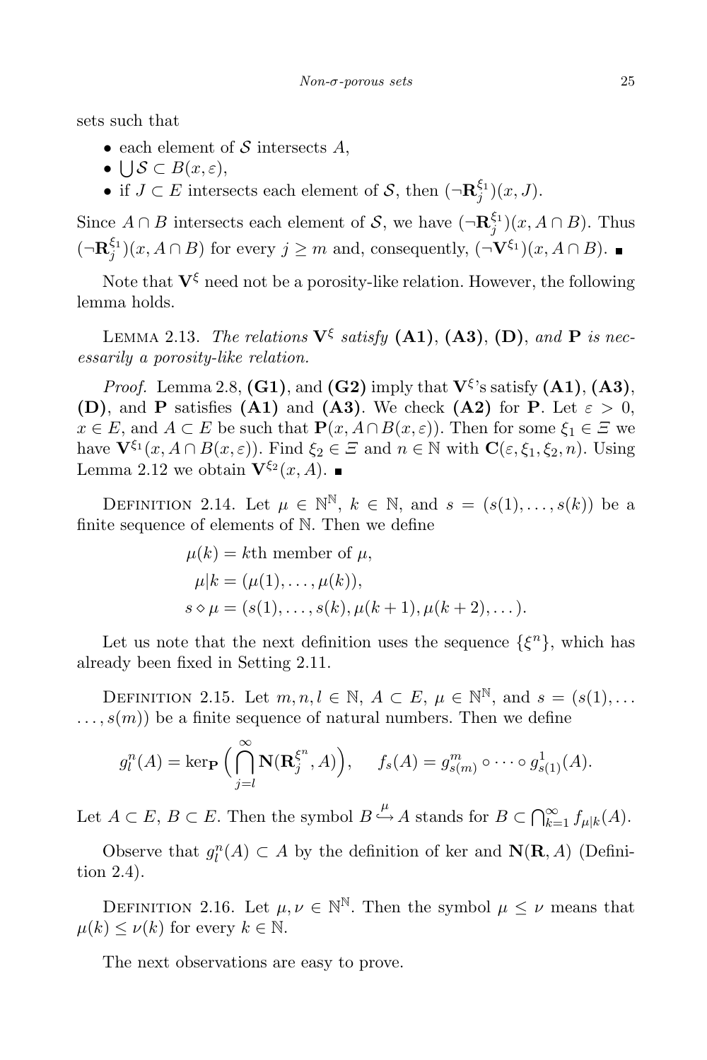sets such that

- each element of $\mathcal{S}$ intersects $A$,
- $\bigcup \mathcal{S} \subset B(x, \varepsilon)$,
- if $J \subset E$ intersects each element of $\mathcal{S}$, then $(\neg \mathbf{R}_j^{\xi_1})(x, J)$.

Since $A \cap B$ intersects each element of $\mathcal{S}$, we have $(\neg \mathbf{R}_j^{\xi_1})(x, A \cap B)$. Thus $(\neg \mathbf{R}_j^{\xi_1})(x, A \cap B)$ for every $j \geq m$ and, consequently, $(\neg \mathbf{V}^{\xi_1})(x, A \cap B)$. ∎

Note that $\mathbf{V}^{\xi}$ need not be a porosity-like relation. However, the following lemma holds.

Lemma 2.13. *The relations* $\mathbf{V}^{\xi}$ *satisfy* **(A1)**, **(A3)**, **(D)**, *and* $\mathbf{P}$ *is necessarily a porosity-like relation.*

*Proof.* Lemma 2.8, **(G1)**, and **(G2)** imply that $\mathbf{V}^{\xi}$'s satisfy **(A1)**, **(A3)**, **(D)**, and $\mathbf{P}$ satisfies **(A1)** and **(A3)**. We check **(A2)** for $\mathbf{P}$. Let $\varepsilon > 0$, $x \in E$, and $A \subset E$ be such that $\mathbf{P}(x, A \cap B(x, \varepsilon))$. Then for some $\xi_1 \in \Xi$ we have $\mathbf{V}^{\xi_1}(x, A \cap B(x, \varepsilon))$. Find $\xi_2 \in \Xi$ and $n \in \mathbb{N}$ with $\mathbf{C}(\varepsilon, \xi_1, \xi_2, n)$. Using Lemma 2.12 we obtain $\mathbf{V}^{\xi_2}(x, A)$. ∎

Definition 2.14. Let $\mu \in \mathbb{N}^{\mathbb{N}}$, $k \in \mathbb{N}$, and $s = (s(1), \dots, s(k))$ be a finite sequence of elements of $\mathbb{N}$. Then we define

$$\begin{aligned} \mu(k) &= k\text{th member of } \mu, \\ \mu|k &= (\mu(1), \dots, \mu(k)), \\ s \diamond \mu &= (s(1), \dots, s(k), \mu(k+1), \mu(k+2), \dots). \end{aligned}$$

Let us note that the next definition uses the sequence $\{\xi^n\}$, which has already been fixed in Setting 2.11.

Definition 2.15. Let $m, n, l \in \mathbb{N}$, $A \subset E$, $\mu \in \mathbb{N}^{\mathbb{N}}$, and $s = (s(1), \dots, s(m))$ be a finite sequence of natural numbers. Then we define

$$g_l^n(A) = \ker_{\mathbf{P}} \Big( \bigcap_{j=l}^{\infty} \mathbf{N}(\mathbf{R}_j^{\xi^n}, A) \Big), \qquad f_s(A) = g_{s(m)}^m \circ \dots \circ g_{s(1)}^1(A).$$

Let $A \subset E$, $B \subset E$. Then the symbol $B \overset{\mu}{\hookrightarrow} A$ stands for $B \subset \bigcap_{k=1}^{\infty} f_{\mu|k}(A)$.

Observe that $g_l^n(A) \subset A$ by the definition of ker and $\mathbf{N}(\mathbf{R}, A)$ (Definition 2.4).

Definition 2.16. Let $\mu, \nu \in \mathbb{N}^{\mathbb{N}}$. Then the symbol $\mu \leq \nu$ means that $\mu(k) \leq \nu(k)$ for every $k \in \mathbb{N}$.

The next observations are easy to prove.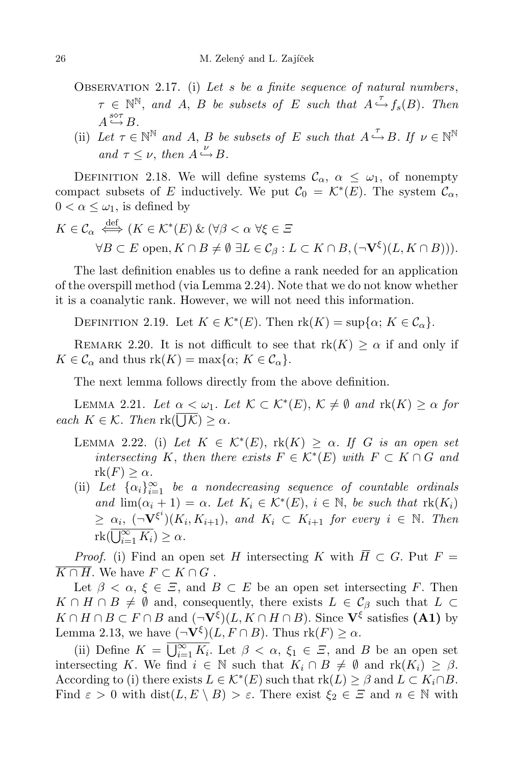Observation 2.17. (i) *Let $s$ be a finite sequence of natural numbers, $\tau \in \mathbb{N}^{\mathbb{N}}$, and $A$, $B$ be subsets of $E$ such that $A \overset{\tau}{\hookrightarrow} f_s(B)$. Then $A \overset{s \diamond \tau}{\hookrightarrow} B$.*

(ii) *Let $\tau \in \mathbb{N}^{\mathbb{N}}$ and $A$, $B$ be subsets of $E$ such that $A \overset{\tau}{\hookrightarrow} B$. If $\nu \in \mathbb{N}^{\mathbb{N}}$ and $\tau \leq \nu$, then $A \overset{\nu}{\hookrightarrow} B$.*

Definition 2.18. We will define systems $\mathcal{C}_\alpha$, $\alpha \leq \omega_1$, of nonempty compact subsets of $E$ inductively. We put $\mathcal{C}_0 = \mathcal{K}^*(E)$. The system $\mathcal{C}_\alpha$, $0 < \alpha \leq \omega_1$, is defined by

$$
\begin{aligned}
K \in \mathcal{C}_\alpha \overset{\text{def}}{\iff} (&K \in \mathcal{K}^*(E) \,\&\, (\forall \beta < \alpha\ \forall \xi \in \Xi \\
&\forall B \subset E \text{ open}, K \cap B \neq \emptyset\ \exists L \in \mathcal{C}_\beta : L \subset K \cap B, (\neg \mathbf{V}^\xi)(L, K \cap B))).
\end{aligned}
$$

The last definition enables us to define a rank needed for an application of the overspill method (via Lemma 2.24). Note that we do not know whether it is a coanalytic rank. However, we will not need this information.

Definition 2.19. Let $K \in \mathcal{K}^*(E)$. Then $\operatorname{rk}(K) = \sup\{\alpha;\, K \in \mathcal{C}_\alpha\}$.

Remark 2.20. It is not difficult to see that $\operatorname{rk}(K) \geq \alpha$ if and only if $K \in \mathcal{C}_\alpha$ and thus $\operatorname{rk}(K) = \max\{\alpha;\, K \in \mathcal{C}_\alpha\}$.

The next lemma follows directly from the above definition.

Lemma 2.21. *Let $\alpha < \omega_1$. Let $\mathcal{K} \subset \mathcal{K}^*(E)$, $\mathcal{K} \neq \emptyset$ and $\operatorname{rk}(K) \geq \alpha$ for each $K \in \mathcal{K}$. Then $\operatorname{rk}(\overline{\bigcup \mathcal{K}}) \geq \alpha$.*

Lemma 2.22. (i) *Let $K \in \mathcal{K}^*(E)$, $\operatorname{rk}(K) \geq \alpha$. If $G$ is an open set intersecting $K$, then there exists $F \in \mathcal{K}^*(E)$ with $F \subset K \cap G$ and $\operatorname{rk}(F) \geq \alpha$.*

(ii) *Let $\{\alpha_i\}_{i=1}^\infty$ be a nondecreasing sequence of countable ordinals and $\lim(\alpha_i + 1) = \alpha$. Let $K_i \in \mathcal{K}^*(E)$, $i \in \mathbb{N}$, be such that $\operatorname{rk}(K_i) \geq \alpha_i$, $(\neg \mathbf{V}^{\xi^i})(K_i, K_{i+1})$, and $K_i \subset K_{i+1}$ for every $i \in \mathbb{N}$. Then $\operatorname{rk}(\overline{\bigcup_{i=1}^\infty K_i}) \geq \alpha$.*

*Proof.* (i) Find an open set $H$ intersecting $K$ with $\overline{H} \subset G$. Put $F = \overline{K \cap H}$. We have $F \subset K \cap G$ .

Let $\beta < \alpha$, $\xi \in \Xi$, and $B \subset E$ be an open set intersecting $F$. Then $K \cap H \cap B \neq \emptyset$ and, consequently, there exists $L \in \mathcal{C}_\beta$ such that $L \subset K \cap H \cap B \subset F \cap B$ and $(\neg \mathbf{V}^\xi)(L, K \cap H \cap B)$. Since $\mathbf{V}^\xi$ satisfies **(A1)** by Lemma 2.13, we have $(\neg \mathbf{V}^\xi)(L, F \cap B)$. Thus $\operatorname{rk}(F) \geq \alpha$.

(ii) Define $K = \overline{\bigcup_{i=1}^\infty K_i}$. Let $\beta < \alpha$, $\xi_1 \in \Xi$, and $B$ be an open set intersecting $K$. We find $i \in \mathbb{N}$ such that $K_i \cap B \neq \emptyset$ and $\operatorname{rk}(K_i) \geq \beta$. According to (i) there exists $L \in \mathcal{K}^*(E)$ such that $\operatorname{rk}(L) \geq \beta$ and $L \subset K_i \cap B$. Find $\varepsilon > 0$ with $\operatorname{dist}(L, E \setminus B) > \varepsilon$. There exist $\xi_2 \in \Xi$ and $n \in \mathbb{N}$ with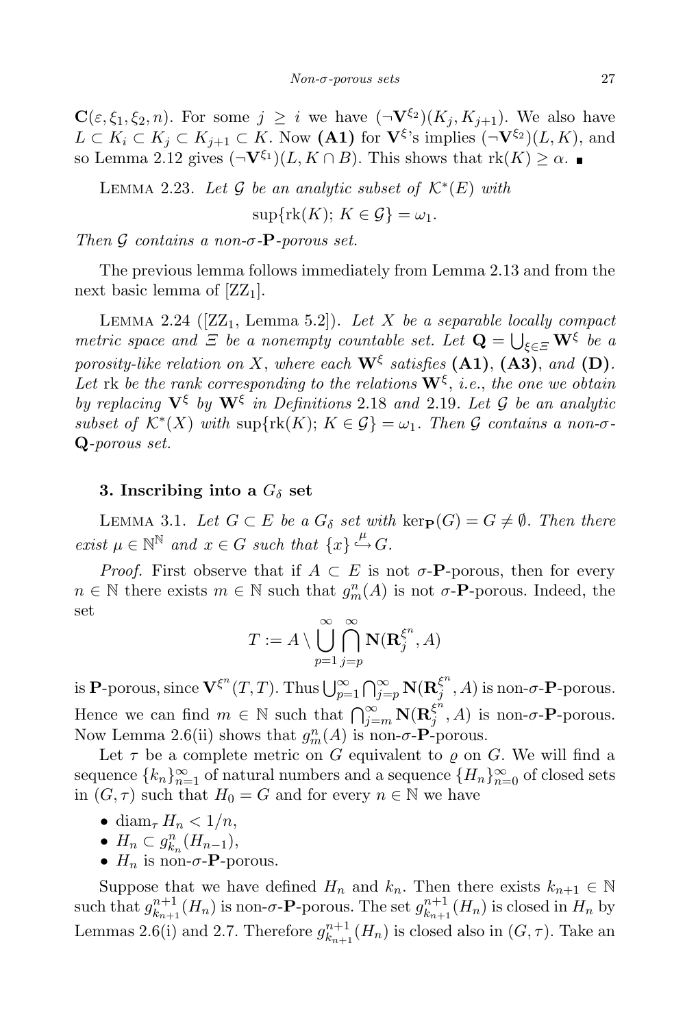$\mathbf{C}(\varepsilon, \xi_1, \xi_2, n)$. For some $j \geq i$ we have $(\neg\mathbf{V}^{\xi_2})(K_j, K_{j+1})$. We also have $L \subset K_i \subset K_j \subset K_{j+1} \subset K$. Now **(A1)** for $\mathbf{V}^{\xi}$'s implies $(\neg\mathbf{V}^{\xi_2})(L, K)$, and so Lemma 2.12 gives $(\neg\mathbf{V}^{\xi_1})(L, K \cap B)$. This shows that $\operatorname{rk}(K) \geq \alpha$. ∎

Lemma 2.23. *Let $\mathcal{G}$ be an analytic subset of $\mathcal{K}^*(E)$ with*

$$\sup\{\operatorname{rk}(K);\, K \in \mathcal{G}\} = \omega_1.$$

*Then $\mathcal{G}$ contains a non-$\sigma$-$\mathbf{P}$-porous set.*

The previous lemma follows immediately from Lemma 2.13 and from the next basic lemma of [ZZ$_1$].

Lemma 2.24 ([ZZ$_1$, Lemma 5.2]). *Let $X$ be a separable locally compact metric space and $\Xi$ be a nonempty countable set. Let $\mathbf{Q} = \bigcup_{\xi\in\Xi} \mathbf{W}^{\xi}$ be a porosity-like relation on $X$, where each $\mathbf{W}^{\xi}$ satisfies* **(A1)**, **(A3)**, *and* **(D)**. *Let* rk *be the rank corresponding to the relations $\mathbf{W}^{\xi}$, i.e., the one we obtain by replacing $\mathbf{V}^{\xi}$ by $\mathbf{W}^{\xi}$ in Definitions* 2.18 *and* 2.19. *Let $\mathcal{G}$ be an analytic subset of $\mathcal{K}^*(X)$ with $\sup\{\operatorname{rk}(K);\, K \in \mathcal{G}\} = \omega_1$. Then $\mathcal{G}$ contains a non-$\sigma$-$\mathbf{Q}$-porous set.*

## 3. Inscribing into a $G_\delta$ set

Lemma 3.1. *Let $G \subset E$ be a $G_\delta$ set with $\ker_{\mathbf{P}}(G) = G \neq \emptyset$. Then there exist $\mu \in \mathbb{N}^{\mathbb{N}}$ and $x \in G$ such that $\{x\} \overset{\mu}{\hookrightarrow} G$.*

*Proof.* First observe that if $A \subset E$ is not $\sigma$-$\mathbf{P}$-porous, then for every $n \in \mathbb{N}$ there exists $m \in \mathbb{N}$ such that $g^n_m(A)$ is not $\sigma$-$\mathbf{P}$-porous. Indeed, the set

$$T := A \setminus \bigcup_{p=1}^{\infty} \bigcap_{j=p}^{\infty} \mathbf{N}(\mathbf{R}^{\xi^n}_j, A)$$

is $\mathbf{P}$-porous, since $\mathbf{V}^{\xi^n}(T,T)$. Thus $\bigcup_{p=1}^{\infty} \bigcap_{j=p}^{\infty} \mathbf{N}(\mathbf{R}^{\xi^n}_j, A)$ is non-$\sigma$-$\mathbf{P}$-porous. Hence we can find $m \in \mathbb{N}$ such that $\bigcap_{j=m}^{\infty} \mathbf{N}(\mathbf{R}^{\xi^n}_j, A)$ is non-$\sigma$-$\mathbf{P}$-porous. Now Lemma 2.6(ii) shows that $g^n_m(A)$ is non-$\sigma$-$\mathbf{P}$-porous.

Let $\tau$ be a complete metric on $G$ equivalent to $\varrho$ on $G$. We will find a sequence $\{k_n\}_{n=1}^{\infty}$ of natural numbers and a sequence $\{H_n\}_{n=0}^{\infty}$ of closed sets in $(G,\tau)$ such that $H_0 = G$ and for every $n \in \mathbb{N}$ we have

- $\operatorname{diam}_\tau H_n < 1/n$,
- $H_n \subset g^n_{k_n}(H_{n-1})$,
- $H_n$ is non-$\sigma$-$\mathbf{P}$-porous.

Suppose that we have defined $H_n$ and $k_n$. Then there exists $k_{n+1} \in \mathbb{N}$ such that $g^{n+1}_{k_{n+1}}(H_n)$ is non-$\sigma$-$\mathbf{P}$-porous. The set $g^{n+1}_{k_{n+1}}(H_n)$ is closed in $H_n$ by Lemmas 2.6(i) and 2.7. Therefore $g^{n+1}_{k_{n+1}}(H_n)$ is closed also in $(G,\tau)$. Take an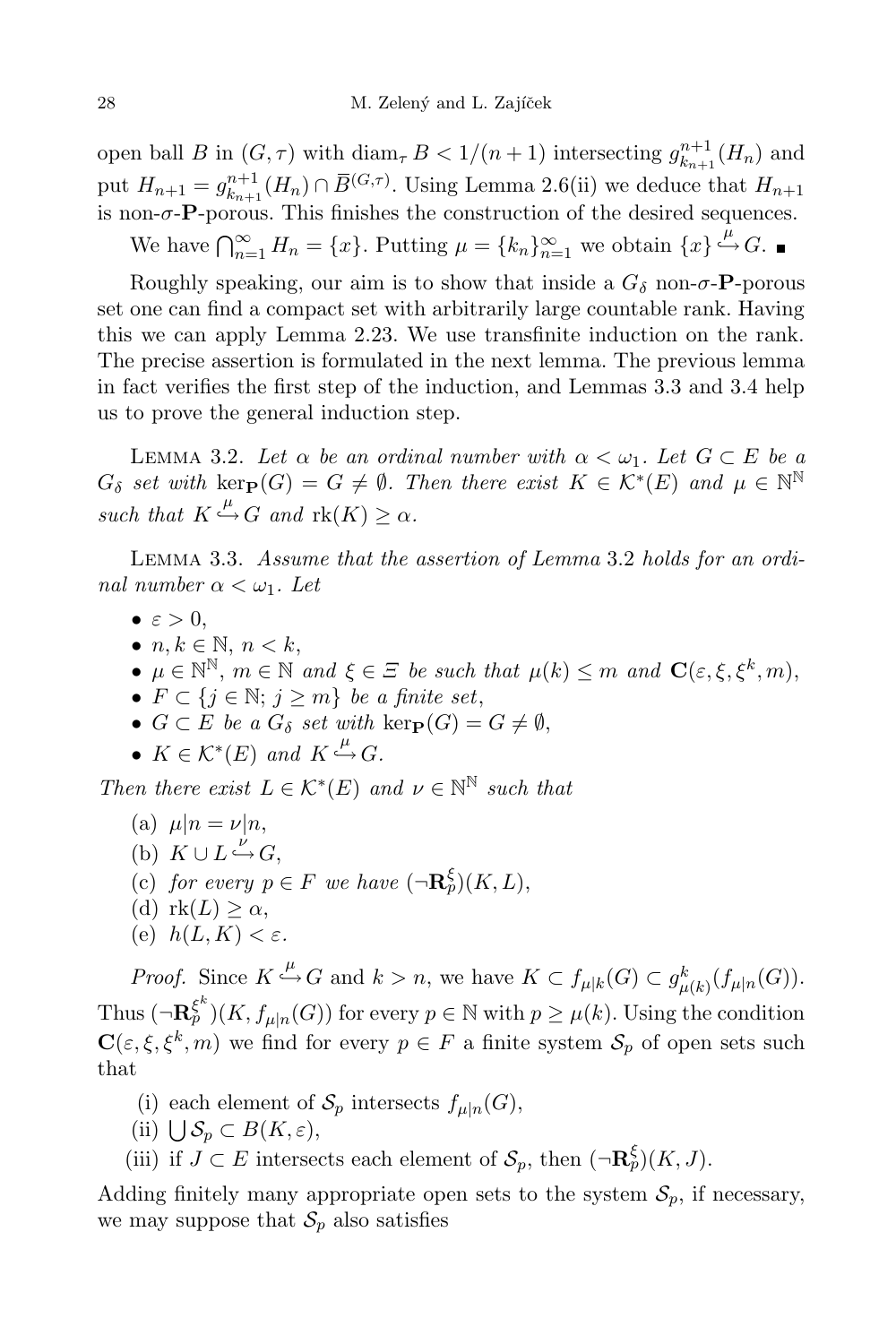open ball $B$ in $(G, \tau)$ with $\operatorname{diam}_\tau B < 1/(n+1)$ intersecting $g^{n+1}_{k_{n+1}}(H_n)$ and put $H_{n+1} = g^{n+1}_{k_{n+1}}(H_n) \cap \overline{B}^{(G,\tau)}$. Using Lemma 2.6(ii) we deduce that $H_{n+1}$ is non-$\sigma$-**P**-porous. This finishes the construction of the desired sequences.

We have $\bigcap_{n=1}^\infty H_n = \{x\}$. Putting $\mu = \{k_n\}_{n=1}^\infty$ we obtain $\{x\} \overset{\mu}{\hookrightarrow} G$. ∎

Roughly speaking, our aim is to show that inside a $G_\delta$ non-$\sigma$-**P**-porous set one can find a compact set with arbitrarily large countable rank. Having this we can apply Lemma 2.23. We use transfinite induction on the rank. The precise assertion is formulated in the next lemma. The previous lemma in fact verifies the first step of the induction, and Lemmas 3.3 and 3.4 help us to prove the general induction step.

Lemma 3.2. *Let $\alpha$ be an ordinal number with $\alpha < \omega_1$. Let $G \subset E$ be a $G_\delta$ set with $\ker_{\mathbf{P}}(G) = G \neq \emptyset$. Then there exist $K \in \mathcal{K}^*(E)$ and $\mu \in \mathbb{N}^\mathbb{N}$ such that $K \overset{\mu}{\hookrightarrow} G$ and $\operatorname{rk}(K) \geq \alpha$.*

Lemma 3.3. *Assume that the assertion of Lemma 3.2 holds for an ordinal number $\alpha < \omega_1$. Let*

- $\varepsilon > 0$,
- $n, k \in \mathbb{N}$, $n < k$,
- $\mu \in \mathbb{N}^\mathbb{N}$, $m \in \mathbb{N}$ *and* $\xi \in \varXi$ *be such that* $\mu(k) \leq m$ *and* $\mathbf{C}(\varepsilon, \xi, \xi^k, m)$,
- $F \subset \{j \in \mathbb{N};\ j \geq m\}$ *be a finite set*,
- $G \subset E$ *be a* $G_\delta$ *set with* $\ker_{\mathbf{P}}(G) = G \neq \emptyset$,
- $K \in \mathcal{K}^*(E)$ *and* $K \overset{\mu}{\hookrightarrow} G$.

*Then there exist $L \in \mathcal{K}^*(E)$ and $\nu \in \mathbb{N}^\mathbb{N}$ such that*

(a) $\mu|n = \nu|n$,
(b) $K \cup L \overset{\nu}{\hookrightarrow} G$,
(c) *for every $p \in F$ we have $(\neg\mathbf{R}^\xi_p)(K, L)$,*
(d) $\operatorname{rk}(L) \geq \alpha$,
(e) $h(L, K) < \varepsilon$.

*Proof.* Since $K \overset{\mu}{\hookrightarrow} G$ and $k > n$, we have $K \subset f_{\mu|k}(G) \subset g^k_{\mu(k)}(f_{\mu|n}(G))$. Thus $(\neg\mathbf{R}^{\xi^k}_p)(K, f_{\mu|n}(G))$ for every $p \in \mathbb{N}$ with $p \geq \mu(k)$. Using the condition $\mathbf{C}(\varepsilon, \xi, \xi^k, m)$ we find for every $p \in F$ a finite system $\mathcal{S}_p$ of open sets such that

(i) each element of $\mathcal{S}_p$ intersects $f_{\mu|n}(G)$,
(ii) $\bigcup \mathcal{S}_p \subset B(K, \varepsilon)$,
(iii) if $J \subset E$ intersects each element of $\mathcal{S}_p$, then $(\neg\mathbf{R}^\xi_p)(K, J)$.

Adding finitely many appropriate open sets to the system $\mathcal{S}_p$, if necessary, we may suppose that $\mathcal{S}_p$ also satisfies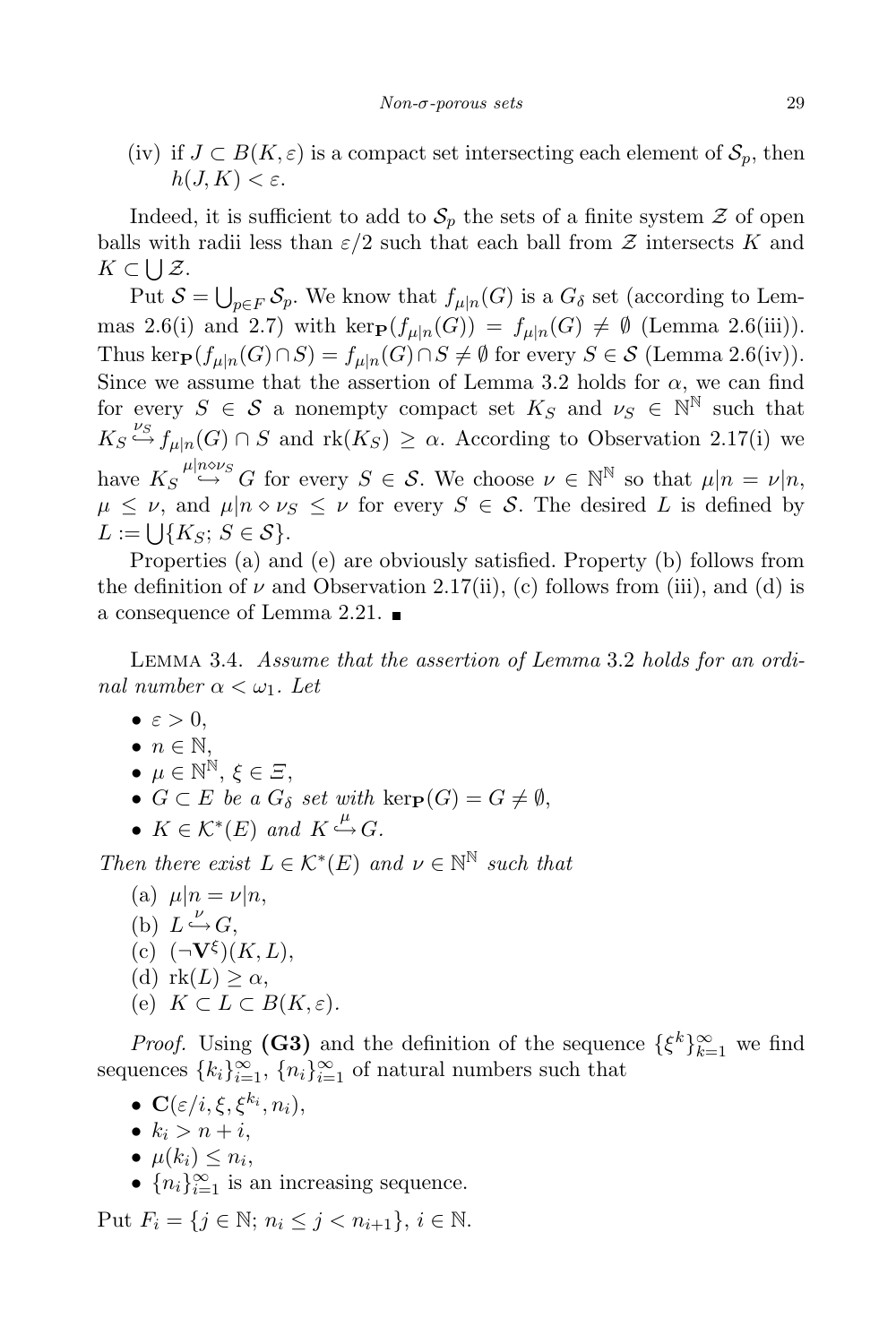(iv) if $J \subset B(K,\varepsilon)$ is a compact set intersecting each element of $\mathcal{S}_p$, then $h(J,K) < \varepsilon$.

Indeed, it is sufficient to add to $\mathcal{S}_p$ the sets of a finite system $\mathcal{Z}$ of open balls with radii less than $\varepsilon/2$ such that each ball from $\mathcal{Z}$ intersects $K$ and $K \subset \bigcup \mathcal{Z}$.

Put $\mathcal{S} = \bigcup_{p \in F} \mathcal{S}_p$. We know that $f_{\mu|n}(G)$ is a $G_\delta$ set (according to Lemmas 2.6(i) and 2.7) with $\ker_{\mathbf{P}}(f_{\mu|n}(G)) = f_{\mu|n}(G) \neq \emptyset$ (Lemma 2.6(iii)). Thus $\ker_{\mathbf{P}}(f_{\mu|n}(G) \cap S) = f_{\mu|n}(G) \cap S \neq \emptyset$ for every $S \in \mathcal{S}$ (Lemma 2.6(iv)). Since we assume that the assertion of Lemma 3.2 holds for $\alpha$, we can find for every $S \in \mathcal{S}$ a nonempty compact set $K_S$ and $\nu_S \in \mathbb{N}^{\mathbb{N}}$ such that $K_S \overset{\nu_S}{\hookrightarrow} f_{\mu|n}(G) \cap S$ and $\operatorname{rk}(K_S) \geq \alpha$. According to Observation 2.17(i) we have $K_S \overset{\mu|n \diamond \nu_S}{\hookrightarrow} G$ for every $S \in \mathcal{S}$. We choose $\nu \in \mathbb{N}^{\mathbb{N}}$ so that $\mu|n = \nu|n$, $\mu \leq \nu$, and $\mu|n \diamond \nu_S \leq \nu$ for every $S \in \mathcal{S}$. The desired $L$ is defined by $L := \bigcup\{K_S;\, S \in \mathcal{S}\}$.

Properties (a) and (e) are obviously satisfied. Property (b) follows from the definition of $\nu$ and Observation 2.17(ii), (c) follows from (iii), and (d) is a consequence of Lemma 2.21. ∎

Lemma 3.4. *Assume that the assertion of Lemma 3.2 holds for an ordinal number $\alpha < \omega_1$. Let*

- $\varepsilon > 0$,
- $n \in \mathbb{N}$,
- $\mu \in \mathbb{N}^{\mathbb{N}}$, $\xi \in \Xi$,
- $G \subset E$ *be a $G_\delta$ set with* $\ker_{\mathbf{P}}(G) = G \neq \emptyset$,
- $K \in \mathcal{K}^*(E)$ *and* $K \overset{\mu}{\hookrightarrow} G$.

*Then there exist $L \in \mathcal{K}^*(E)$ and $\nu \in \mathbb{N}^{\mathbb{N}}$ such that*

(a) $\mu|n = \nu|n$,

(b) $L \overset{\nu}{\hookrightarrow} G$,

(c) $(\neg \mathbf{V}^{\xi})(K,L)$,

(d) $\operatorname{rk}(L) \geq \alpha$,

(e) $K \subset L \subset B(K,\varepsilon)$.

*Proof.* Using **(G3)** and the definition of the sequence $\{\xi^k\}_{k=1}^{\infty}$ we find sequences $\{k_i\}_{i=1}^{\infty}$, $\{n_i\}_{i=1}^{\infty}$ of natural numbers such that

- $\mathbf{C}(\varepsilon/i, \xi, \xi^{k_i}, n_i)$,
- $k_i > n + i$,
- $\mu(k_i) \leq n_i$,
- $\{n_i\}_{i=1}^{\infty}$ is an increasing sequence.

Put $F_i = \{j \in \mathbb{N};\, n_i \leq j < n_{i+1}\}$, $i \in \mathbb{N}$.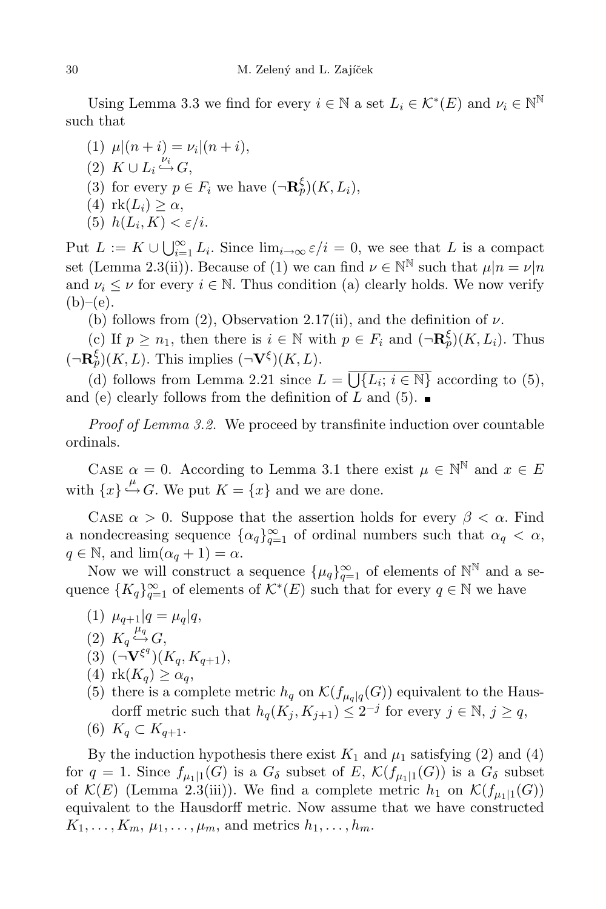Using Lemma 3.3 we find for every $i \in \mathbb{N}$ a set $L_i \in \mathcal{K}^*(E)$ and $\nu_i \in \mathbb{N}^{\mathbb{N}}$ such that

1. $\mu|(n+i) = \nu_i|(n+i)$,
2. $K \cup L_i \overset{\nu_i}{\hookrightarrow} G$,
3. for every $p \in F_i$ we have $(\neg \mathbf{R}_p^{\xi})(K, L_i)$,
4. $\operatorname{rk}(L_i) \geq \alpha$,
5. $h(L_i, K) < \varepsilon/i$.

Put $L := K \cup \bigcup_{i=1}^{\infty} L_i$. Since $\lim_{i\to\infty} \varepsilon/i = 0$, we see that $L$ is a compact set (Lemma 2.3(ii)). Because of (1) we can find $\nu \in \mathbb{N}^{\mathbb{N}}$ such that $\mu|n = \nu|n$ and $\nu_i \leq \nu$ for every $i \in \mathbb{N}$. Thus condition (a) clearly holds. We now verify (b)–(e).

(b) follows from (2), Observation 2.17(ii), and the definition of $\nu$.

(c) If $p \geq n_1$, then there is $i \in \mathbb{N}$ with $p \in F_i$ and $(\neg \mathbf{R}_p^{\xi})(K, L_i)$. Thus $(\neg \mathbf{R}_p^{\xi})(K, L)$. This implies $(\neg \mathbf{V}^{\xi})(K, L)$.

(d) follows from Lemma 2.21 since $L = \overline{\bigcup\{L_i;\, i \in \mathbb{N}\}}$ according to (5), and (e) clearly follows from the definition of $L$ and (5). ∎

*Proof of Lemma 3.2.* We proceed by transfinite induction over countable ordinals.

Case $\alpha = 0$. According to Lemma 3.1 there exist $\mu \in \mathbb{N}^{\mathbb{N}}$ and $x \in E$ with $\{x\} \overset{\mu}{\hookrightarrow} G$. We put $K = \{x\}$ and we are done.

Case $\alpha > 0$. Suppose that the assertion holds for every $\beta < \alpha$. Find a nondecreasing sequence $\{\alpha_q\}_{q=1}^{\infty}$ of ordinal numbers such that $\alpha_q < \alpha$, $q \in \mathbb{N}$, and $\lim(\alpha_q + 1) = \alpha$.

Now we will construct a sequence $\{\mu_q\}_{q=1}^{\infty}$ of elements of $\mathbb{N}^{\mathbb{N}}$ and a sequence $\{K_q\}_{q=1}^{\infty}$ of elements of $\mathcal{K}^*(E)$ such that for every $q \in \mathbb{N}$ we have

1. $\mu_{q+1}|q = \mu_q|q$,
2. $K_q \overset{\mu_q}{\hookrightarrow} G$,
3. $(\neg \mathbf{V}^{\xi^q})(K_q, K_{q+1})$,
4. $\operatorname{rk}(K_q) \geq \alpha_q$,
5. there is a complete metric $h_q$ on $\mathcal{K}(f_{\mu_q|q}(G))$ equivalent to the Hausdorff metric such that $h_q(K_j, K_{j+1}) \leq 2^{-j}$ for every $j \in \mathbb{N}$, $j \geq q$,
6. $K_q \subset K_{q+1}$.

By the induction hypothesis there exist $K_1$ and $\mu_1$ satisfying (2) and (4) for $q = 1$. Since $f_{\mu_1|1}(G)$ is a $G_\delta$ subset of $E$, $\mathcal{K}(f_{\mu_1|1}(G))$ is a $G_\delta$ subset of $\mathcal{K}(E)$ (Lemma 2.3(iii)). We find a complete metric $h_1$ on $\mathcal{K}(f_{\mu_1|1}(G))$ equivalent to the Hausdorff metric. Now assume that we have constructed $K_1, \ldots, K_m$, $\mu_1, \ldots, \mu_m$, and metrics $h_1, \ldots, h_m$.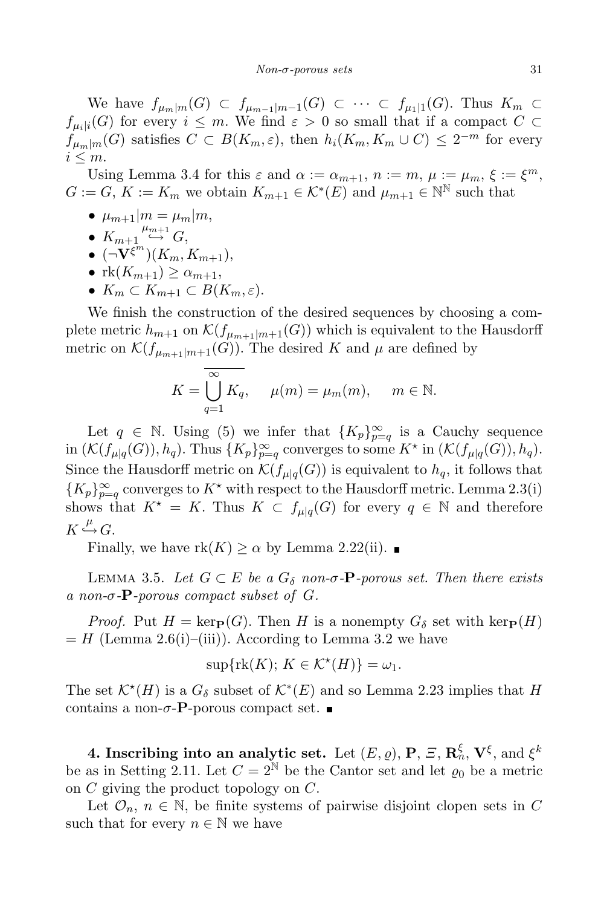We have $f_{\mu_m|m}(G) \subset f_{\mu_{m-1}|m-1}(G) \subset \cdots \subset f_{\mu_1|1}(G)$. Thus $K_m \subset f_{\mu_i|i}(G)$ for every $i \leq m$. We find $\varepsilon > 0$ so small that if a compact $C \subset f_{\mu_m|m}(G)$ satisfies $C \subset B(K_m, \varepsilon)$, then $h_i(K_m, K_m \cup C) \leq 2^{-m}$ for every $i \leq m$.

Using Lemma 3.4 for this $\varepsilon$ and $\alpha := \alpha_{m+1}$, $n := m$, $\mu := \mu_m$, $\xi := \xi^m$, $G := G$, $K := K_m$ we obtain $K_{m+1} \in \mathcal{K}^*(E)$ and $\mu_{m+1} \in \mathbb{N}^{\mathbb{N}}$ such that

- $\mu_{m+1}|m = \mu_m|m$,
- $K_{m+1} \overset{\mu_{m+1}}{\hookrightarrow} G$,
- $(\neg \mathbf{V}^{\xi^m})(K_m, K_{m+1})$,
- $\mathrm{rk}(K_{m+1}) \geq \alpha_{m+1}$,
- $K_m \subset K_{m+1} \subset B(K_m, \varepsilon)$.

We finish the construction of the desired sequences by choosing a complete metric $h_{m+1}$ on $\mathcal{K}(f_{\mu_{m+1}|m+1}(G))$ which is equivalent to the Hausdorff metric on $\mathcal{K}(f_{\mu_{m+1}|m+1}(G))$. The desired $K$ and $\mu$ are defined by

$$K = \overline{\bigcup_{q=1}^{\infty} K_q}, \qquad \mu(m) = \mu_m(m), \qquad m \in \mathbb{N}.$$

Let $q \in \mathbb{N}$. Using (5) we infer that $\{K_p\}_{p=q}^{\infty}$ is a Cauchy sequence in $(\mathcal{K}(f_{\mu|q}(G)), h_q)$. Thus $\{K_p\}_{p=q}^{\infty}$ converges to some $K^\star$ in $(\mathcal{K}(f_{\mu|q}(G)), h_q)$. Since the Hausdorff metric on $\mathcal{K}(f_{\mu|q}(G))$ is equivalent to $h_q$, it follows that $\{K_p\}_{p=q}^{\infty}$ converges to $K^\star$ with respect to the Hausdorff metric. Lemma 2.3(i) shows that $K^\star = K$. Thus $K \subset f_{\mu|q}(G)$ for every $q \in \mathbb{N}$ and therefore $K \overset{\mu}{\hookrightarrow} G$.

Finally, we have $\mathrm{rk}(K) \geq \alpha$ by Lemma 2.22(ii). ∎

LEMMA 3.5. *Let $G \subset E$ be a $G_\delta$ non-$\sigma$-$\mathbf{P}$-porous set. Then there exists a non-$\sigma$-$\mathbf{P}$-porous compact subset of $G$.*

*Proof.* Put $H = \ker_{\mathbf{P}}(G)$. Then $H$ is a nonempty $G_\delta$ set with $\ker_{\mathbf{P}}(H) = H$ (Lemma 2.6(i)–(iii)). According to Lemma 3.2 we have

$$\sup\{\mathrm{rk}(K);\, K \in \mathcal{K}^\star(H)\} = \omega_1.$$

The set $\mathcal{K}^\star(H)$ is a $G_\delta$ subset of $\mathcal{K}^*(E)$ and so Lemma 2.23 implies that $H$ contains a non-$\sigma$-$\mathbf{P}$-porous compact set. ∎

## 4. Inscribing into an analytic set.

Let $(E, \varrho)$, $\mathbf{P}$, $\Xi$, $\mathbf{R}_n^\xi$, $\mathbf{V}^\xi$, and $\xi^k$ be as in Setting 2.11. Let $C = 2^{\mathbb{N}}$ be the Cantor set and let $\varrho_0$ be a metric on $C$ giving the product topology on $C$.

Let $\mathcal{O}_n$, $n \in \mathbb{N}$, be finite systems of pairwise disjoint clopen sets in $C$ such that for every $n \in \mathbb{N}$ we have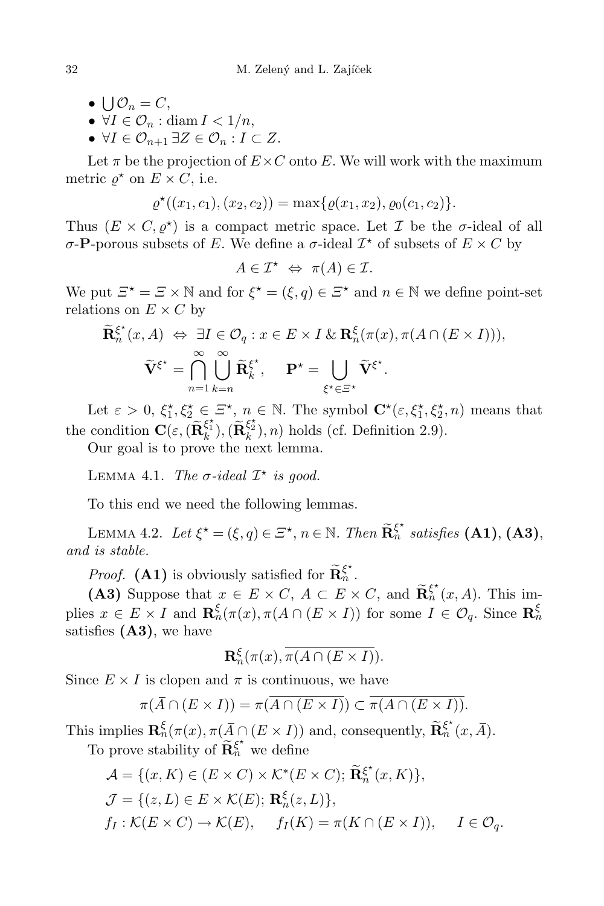- $\bigcup \mathcal{O}_n = C$,
- $\forall I \in \mathcal{O}_n : \operatorname{diam} I < 1/n$,
- $\forall I \in \mathcal{O}_{n+1}\, \exists Z \in \mathcal{O}_n : I \subset Z$.

Let $\pi$ be the projection of $E \times C$ onto $E$. We will work with the maximum metric $\varrho^\star$ on $E \times C$, i.e.

$$\varrho^\star((x_1, c_1), (x_2, c_2)) = \max\{\varrho(x_1, x_2), \varrho_0(c_1, c_2)\}.$$

Thus $(E \times C, \varrho^\star)$ is a compact metric space. Let $\mathcal{I}$ be the $\sigma$-ideal of all $\sigma$-$\mathbf{P}$-porous subsets of $E$. We define a $\sigma$-ideal $\mathcal{I}^\star$ of subsets of $E \times C$ by

$$A \in \mathcal{I}^\star \;\Leftrightarrow\; \pi(A) \in \mathcal{I}.$$

We put $\Xi^\star = \Xi \times \mathbb{N}$ and for $\xi^\star = (\xi, q) \in \Xi^\star$ and $n \in \mathbb{N}$ we define point-set relations on $E \times C$ by

$$\widetilde{\mathbf{R}}_n^{\xi^\star}(x, A) \;\Leftrightarrow\; \exists I \in \mathcal{O}_q : x \in E \times I \;\&\; \mathbf{R}_n^{\xi}(\pi(x), \pi(A \cap (E \times I))),$$

$$\widetilde{\mathbf{V}}^{\xi^\star} = \bigcap_{n=1}^{\infty} \bigcup_{k=n}^{\infty} \widetilde{\mathbf{R}}_k^{\xi^\star}, \qquad \mathbf{P}^\star = \bigcup_{\xi^\star \in \Xi^\star} \widetilde{\mathbf{V}}^{\xi^\star}.$$

Let $\varepsilon > 0$, $\xi_1^\star, \xi_2^\star \in \Xi^\star$, $n \in \mathbb{N}$. The symbol $\mathbf{C}^\star(\varepsilon, \xi_1^\star, \xi_2^\star, n)$ means that the condition $\mathbf{C}(\varepsilon, (\widetilde{\mathbf{R}}_k^{\xi_1^\star}), (\widetilde{\mathbf{R}}_k^{\xi_2^\star}), n)$ holds (cf. Definition 2.9).

Our goal is to prove the next lemma.

Lemma 4.1. *The $\sigma$-ideal $\mathcal{I}^\star$ is good.*

To this end we need the following lemmas.

Lemma 4.2. *Let $\xi^\star = (\xi, q) \in \Xi^\star$, $n \in \mathbb{N}$. Then $\widetilde{\mathbf{R}}_n^{\xi^\star}$ satisfies* **(A1)**, **(A3)**, *and is stable.*

*Proof.* **(A1)** is obviously satisfied for $\widetilde{\mathbf{R}}_n^{\xi^\star}$.

**(A3)** Suppose that $x \in E \times C$, $A \subset E \times C$, and $\widetilde{\mathbf{R}}_n^{\xi^\star}(x, A)$. This implies $x \in E \times I$ and $\mathbf{R}_n^{\xi}(\pi(x), \pi(A \cap (E \times I))$ for some $I \in \mathcal{O}_q$. Since $\mathbf{R}_n^{\xi}$ satisfies **(A3)**, we have

$$\mathbf{R}_n^{\xi}(\pi(x), \overline{\pi(A \cap (E \times I)})).$$

Since $E \times I$ is clopen and $\pi$ is continuous, we have

$$\pi(\overline{A} \cap (E \times I)) = \pi(\overline{A \cap (E \times I)}) \subset \overline{\pi(A \cap (E \times I))}.$$

This implies $\mathbf{R}_n^{\xi}(\pi(x), \pi(\overline{A} \cap (E \times I))$ and, consequently, $\widetilde{\mathbf{R}}_n^{\xi^\star}(x, \overline{A})$.

To prove stability of $\widetilde{\mathbf{R}}_n^{\xi^\star}$ we define

$$\mathcal{A} = \{(x, K) \in (E \times C) \times \mathcal{K}^*(E \times C);\, \widetilde{\mathbf{R}}_n^{\xi^\star}(x, K)\},$$

$$\mathcal{J} = \{(z, L) \in E \times \mathcal{K}(E);\, \mathbf{R}_n^{\xi}(z, L)\},$$

$$f_I : \mathcal{K}(E \times C) \to \mathcal{K}(E), \qquad f_I(K) = \pi(K \cap (E \times I)), \qquad I \in \mathcal{O}_q.$$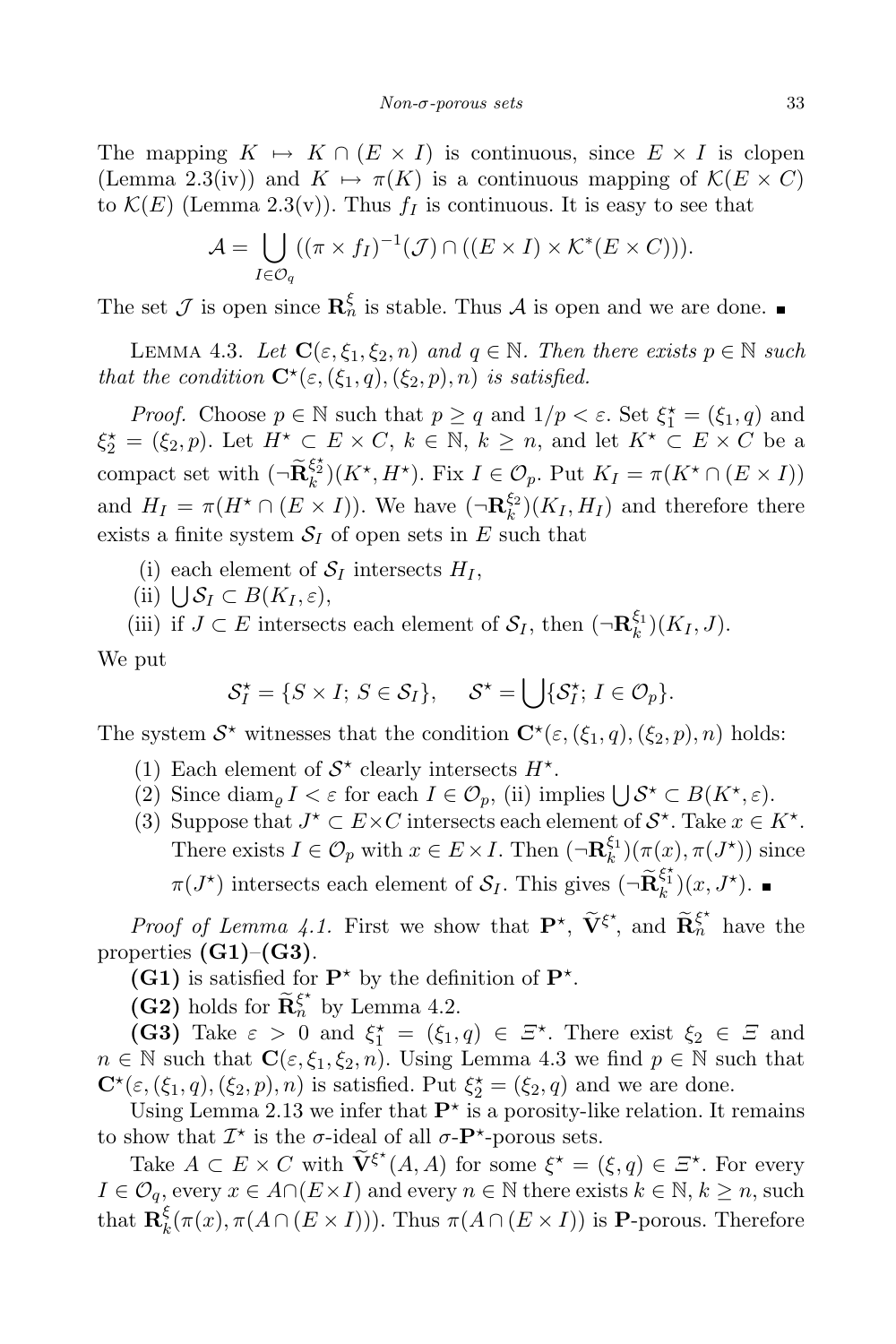The mapping $K \mapsto K \cap (E \times I)$ is continuous, since $E \times I$ is clopen (Lemma 2.3(iv)) and $K \mapsto \pi(K)$ is a continuous mapping of $\mathcal{K}(E \times C)$ to $\mathcal{K}(E)$ (Lemma 2.3(v)). Thus $f_I$ is continuous. It is easy to see that

$$\mathcal{A} = \bigcup_{I \in \mathcal{O}_q} ((\pi \times f_I)^{-1}(\mathcal{J}) \cap ((E \times I) \times \mathcal{K}^*(E \times C))).$$

The set $\mathcal{J}$ is open since $\mathbf{R}_n^\xi$ is stable. Thus $\mathcal{A}$ is open and we are done. ∎

LEMMA 4.3. *Let $\mathbf{C}(\varepsilon, \xi_1, \xi_2, n)$ and $q \in \mathbb{N}$. Then there exists $p \in \mathbb{N}$ such that the condition $\mathbf{C}^\star(\varepsilon, (\xi_1, q), (\xi_2, p), n)$ is satisfied.*

*Proof.* Choose $p \in \mathbb{N}$ such that $p \geq q$ and $1/p < \varepsilon$. Set $\xi_1^\star = (\xi_1, q)$ and $\xi_2^\star = (\xi_2, p)$. Let $H^\star \subset E \times C$, $k \in \mathbb{N}$, $k \geq n$, and let $K^\star \subset E \times C$ be a compact set with $(\neg \widetilde{\mathbf{R}}_k^{\xi_2^\star})(K^\star, H^\star)$. Fix $I \in \mathcal{O}_p$. Put $K_I = \pi(K^\star \cap (E \times I))$ and $H_I = \pi(H^\star \cap (E \times I))$. We have $(\neg \mathbf{R}_k^{\xi_2})(K_I, H_I)$ and therefore there exists a finite system $\mathcal{S}_I$ of open sets in $E$ such that

(i) each element of $\mathcal{S}_I$ intersects $H_I$,

(ii) $\bigcup \mathcal{S}_I \subset B(K_I, \varepsilon)$,

(iii) if $J \subset E$ intersects each element of $\mathcal{S}_I$, then $(\neg \mathbf{R}_k^{\xi_1})(K_I, J)$.

We put

$$\mathcal{S}_I^\star = \{S \times I;\, S \in \mathcal{S}_I\}, \qquad \mathcal{S}^\star = \bigcup \{\mathcal{S}_I^\star;\, I \in \mathcal{O}_p\}.$$

The system $\mathcal{S}^\star$ witnesses that the condition $\mathbf{C}^\star(\varepsilon, (\xi_1, q), (\xi_2, p), n)$ holds:

(1) Each element of $\mathcal{S}^\star$ clearly intersects $H^\star$.

(2) Since $\operatorname{diam}_\varrho I < \varepsilon$ for each $I \in \mathcal{O}_p$, (ii) implies $\bigcup \mathcal{S}^\star \subset B(K^\star, \varepsilon)$.

(3) Suppose that $J^\star \subset E \times C$ intersects each element of $\mathcal{S}^\star$. Take $x \in K^\star$. There exists $I \in \mathcal{O}_p$ with $x \in E \times I$. Then $(\neg \mathbf{R}_k^{\xi_1})(\pi(x), \pi(J^\star))$ since $\pi(J^\star)$ intersects each element of $\mathcal{S}_I$. This gives $(\neg \widetilde{\mathbf{R}}_k^{\xi_1^\star})(x, J^\star)$. ∎

*Proof of Lemma 4.1.* First we show that $\mathbf{P}^\star$, $\widetilde{\mathbf{V}}^{\xi^\star}$, and $\widetilde{\mathbf{R}}_n^{\xi^\star}$ have the properties **(G1)**–**(G3)**.

**(G1)** is satisfied for $\mathbf{P}^\star$ by the definition of $\mathbf{P}^\star$.

**(G2)** holds for $\widetilde{\mathbf{R}}_n^{\xi^\star}$ by Lemma 4.2.

**(G3)** Take $\varepsilon > 0$ and $\xi_1^\star = (\xi_1, q) \in \Xi^\star$. There exist $\xi_2 \in \Xi$ and $n \in \mathbb{N}$ such that $\mathbf{C}(\varepsilon, \xi_1, \xi_2, n)$. Using Lemma 4.3 we find $p \in \mathbb{N}$ such that $\mathbf{C}^\star(\varepsilon, (\xi_1, q), (\xi_2, p), n)$ is satisfied. Put $\xi_2^\star = (\xi_2, q)$ and we are done.

Using Lemma 2.13 we infer that $\mathbf{P}^\star$ is a porosity-like relation. It remains to show that $\mathcal{I}^\star$ is the $\sigma$-ideal of all $\sigma$-$\mathbf{P}^\star$-porous sets.

Take $A \subset E \times C$ with $\widetilde{\mathbf{V}}^{\xi^\star}(A, A)$ for some $\xi^\star = (\xi, q) \in \Xi^\star$. For every $I \in \mathcal{O}_q$, every $x \in A \cap (E \times I)$ and every $n \in \mathbb{N}$ there exists $k \in \mathbb{N}$, $k \geq n$, such that $\mathbf{R}_k^\xi(\pi(x), \pi(A \cap (E \times I)))$. Thus $\pi(A \cap (E \times I))$ is $\mathbf{P}$-porous. Therefore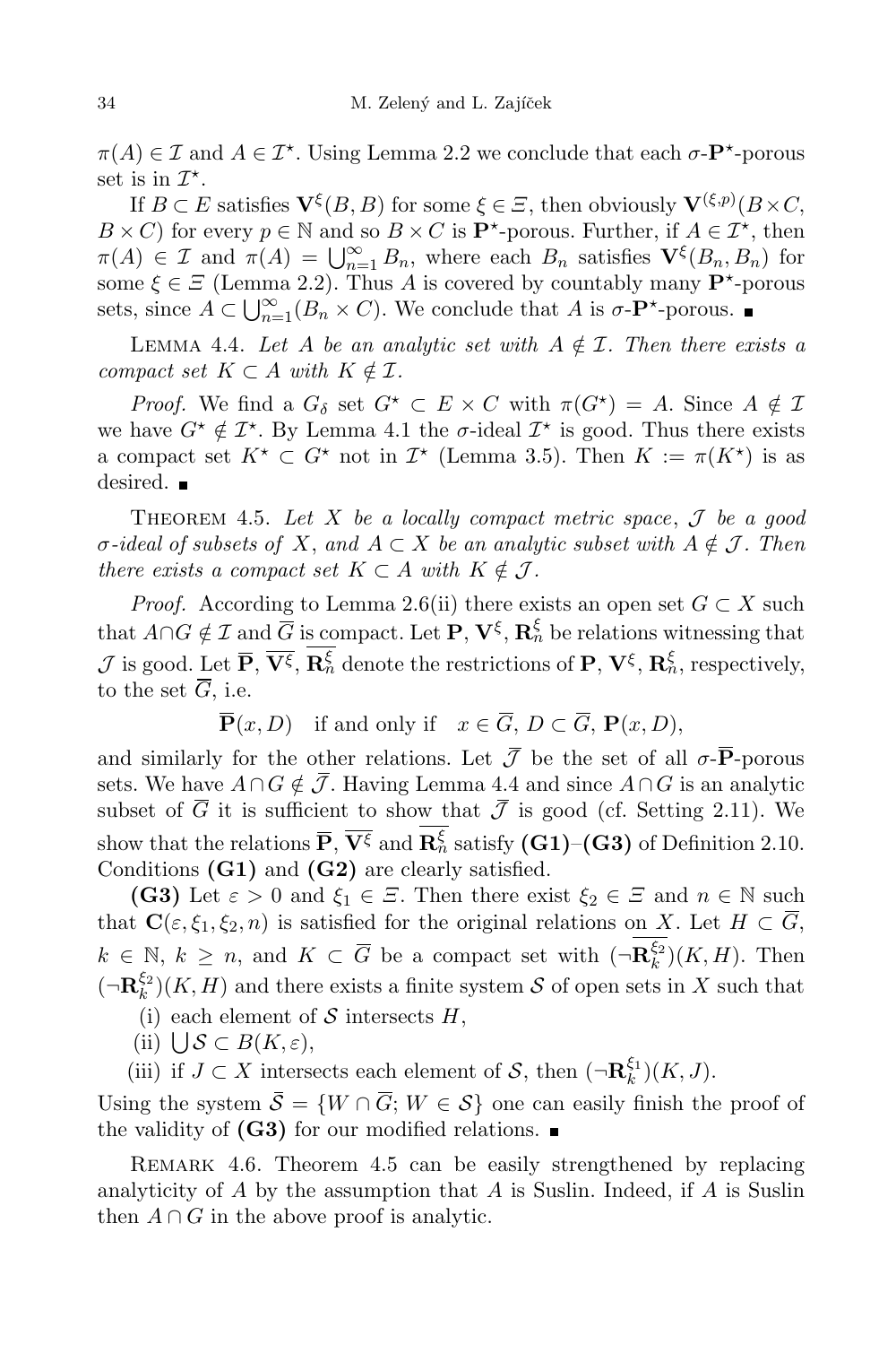$\pi(A) \in \mathcal{I}$ and $A \in \mathcal{I}^\star$. Using Lemma 2.2 we conclude that each $\sigma$-$\mathbf{P}^\star$-porous set is in $\mathcal{I}^\star$.

If $B \subset E$ satisfies $\mathbf{V}^\xi(B, B)$ for some $\xi \in \varXi$, then obviously $\mathbf{V}^{(\xi,p)}(B \times C, B \times C)$ for every $p \in \mathbb{N}$ and so $B \times C$ is $\mathbf{P}^\star$-porous. Further, if $A \in \mathcal{I}^\star$, then $\pi(A) \in \mathcal{I}$ and $\pi(A) = \bigcup_{n=1}^\infty B_n$, where each $B_n$ satisfies $\mathbf{V}^\xi(B_n, B_n)$ for some $\xi \in \varXi$ (Lemma 2.2). Thus $A$ is covered by countably many $\mathbf{P}^\star$-porous sets, since $A \subset \bigcup_{n=1}^\infty (B_n \times C)$. We conclude that $A$ is $\sigma$-$\mathbf{P}^\star$-porous. ∎

Lemma 4.4. *Let $A$ be an analytic set with $A \notin \mathcal{I}$. Then there exists a compact set $K \subset A$ with $K \notin \mathcal{I}$.*

*Proof.* We find a $G_\delta$ set $G^\star \subset E \times C$ with $\pi(G^\star) = A$. Since $A \notin \mathcal{I}$ we have $G^\star \notin \mathcal{I}^\star$. By Lemma 4.1 the $\sigma$-ideal $\mathcal{I}^\star$ is good. Thus there exists a compact set $K^\star \subset G^\star$ not in $\mathcal{I}^\star$ (Lemma 3.5). Then $K := \pi(K^\star)$ is as desired. ∎

Theorem 4.5. *Let $X$ be a locally compact metric space, $\mathcal{J}$ be a good $\sigma$-ideal of subsets of $X$, and $A \subset X$ be an analytic subset with $A \notin \mathcal{J}$. Then there exists a compact set $K \subset A$ with $K \notin \mathcal{J}$.*

*Proof.* According to Lemma 2.6(ii) there exists an open set $G \subset X$ such that $A \cap G \notin \mathcal{I}$ and $\overline{G}$ is compact. Let $\mathbf{P}$, $\mathbf{V}^\xi$, $\mathbf{R}_n^\xi$ be relations witnessing that $\mathcal{J}$ is good. Let $\overline{\mathbf{P}}$, $\overline{\mathbf{V}^\xi}$, $\overline{\mathbf{R}_n^\xi}$ denote the restrictions of $\mathbf{P}$, $\mathbf{V}^\xi$, $\mathbf{R}_n^\xi$, respectively, to the set $\overline{G}$, i.e.

$$\overline{\mathbf{P}}(x, D) \quad \text{if and only if} \quad x \in \overline{G},\ D \subset \overline{G},\ \mathbf{P}(x, D),$$

and similarly for the other relations. Let $\bar{\mathcal{J}}$ be the set of all $\sigma$-$\overline{\mathbf{P}}$-porous sets. We have $A \cap G \notin \bar{\mathcal{J}}$. Having Lemma 4.4 and since $A \cap G$ is an analytic subset of $\overline{G}$ it is sufficient to show that $\bar{\mathcal{J}}$ is good (cf. Setting 2.11). We show that the relations $\overline{\mathbf{P}}$, $\overline{\mathbf{V}^\xi}$ and $\overline{\mathbf{R}_n^\xi}$ satisfy **(G1)**–**(G3)** of Definition 2.10. Conditions **(G1)** and **(G2)** are clearly satisfied.

**(G3)** Let $\varepsilon > 0$ and $\xi_1 \in \varXi$. Then there exist $\xi_2 \in \varXi$ and $n \in \mathbb{N}$ such that $\mathbf{C}(\varepsilon, \xi_1, \xi_2, n)$ is satisfied for the original relations on $X$. Let $H \subset \overline{G}$, $k \in \mathbb{N}$, $k \geq n$, and $K \subset \overline{G}$ be a compact set with $(\neg\overline{\mathbf{R}_k^{\xi_2}})(K, H)$. Then $(\neg\mathbf{R}_k^{\xi_2})(K, H)$ and there exists a finite system $\mathcal{S}$ of open sets in $X$ such that

(i) each element of $\mathcal{S}$ intersects $H$,

(ii) $\bigcup \mathcal{S} \subset B(K, \varepsilon)$,

(iii) if $J \subset X$ intersects each element of $\mathcal{S}$, then $(\neg\mathbf{R}_k^{\xi_1})(K, J)$.

Using the system $\bar{\mathcal{S}} = \{W \cap \overline{G};\ W \in \mathcal{S}\}$ one can easily finish the proof of the validity of **(G3)** for our modified relations. ∎

Remark 4.6. Theorem 4.5 can be easily strengthened by replacing analyticity of $A$ by the assumption that $A$ is Suslin. Indeed, if $A$ is Suslin then $A \cap G$ in the above proof is analytic.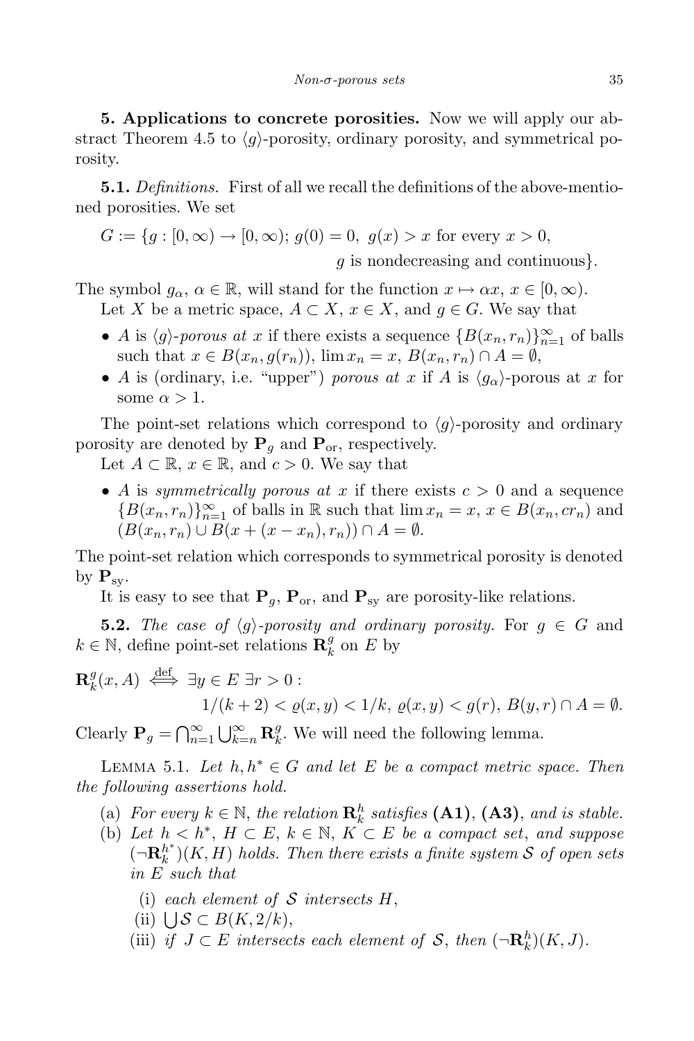**5. Applications to concrete porosities.** Now we will apply our abstract Theorem 4.5 to $\langle g \rangle$-porosity, ordinary porosity, and symmetrical porosity.

**5.1.** *Definitions.* First of all we recall the definitions of the above-mentioned porosities. We set

$$G := \{g : [0,\infty) \to [0,\infty);\ g(0) = 0,\ g(x) > x \text{ for every } x > 0,\ g \text{ is nondecreasing and continuous}\}.$$

The symbol $g_\alpha$, $\alpha \in \mathbb{R}$, will stand for the function $x \mapsto \alpha x$, $x \in [0,\infty)$.

Let $X$ be a metric space, $A \subset X$, $x \in X$, and $g \in G$. We say that

- $A$ is *$\langle g \rangle$-porous at $x$* if there exists a sequence $\{B(x_n, r_n)\}_{n=1}^\infty$ of balls such that $x \in B(x_n, g(r_n))$, $\lim x_n = x$, $B(x_n, r_n) \cap A = \emptyset$,
- $A$ is (ordinary, i.e. "upper") *porous at $x$* if $A$ is $\langle g_\alpha \rangle$-porous at $x$ for some $\alpha > 1$.

The point-set relations which correspond to $\langle g \rangle$-porosity and ordinary porosity are denoted by $\mathbf{P}_g$ and $\mathbf{P}_{\mathrm{or}}$, respectively.

Let $A \subset \mathbb{R}$, $x \in \mathbb{R}$, and $c > 0$. We say that

- $A$ is *symmetrically porous at $x$* if there exists $c > 0$ and a sequence $\{B(x_n, r_n)\}_{n=1}^\infty$ of balls in $\mathbb{R}$ such that $\lim x_n = x$, $x \in B(x_n, cr_n)$ and $(B(x_n, r_n) \cup B(x + (x - x_n), r_n)) \cap A = \emptyset$.

The point-set relation which corresponds to symmetrical porosity is denoted by $\mathbf{P}_{\mathrm{sy}}$.

It is easy to see that $\mathbf{P}_g$, $\mathbf{P}_{\mathrm{or}}$, and $\mathbf{P}_{\mathrm{sy}}$ are porosity-like relations.

**5.2.** *The case of $\langle g \rangle$-porosity and ordinary porosity.* For $g \in G$ and $k \in \mathbb{N}$, define point-set relations $\mathbf{R}_k^g$ on $E$ by

$$\mathbf{R}_k^g(x, A) \overset{\text{def}}{\iff} \exists y \in E\ \exists r > 0 : 1/(k+2) < \varrho(x,y) < 1/k,\ \varrho(x,y) < g(r),\ B(y,r) \cap A = \emptyset.$$

Clearly $\mathbf{P}_g = \bigcap_{n=1}^\infty \bigcup_{k=n}^\infty \mathbf{R}_k^g$. We will need the following lemma.

Lemma 5.1. *Let $h, h^* \in G$ and let $E$ be a compact metric space. Then the following assertions hold.*

(a) *For every $k \in \mathbb{N}$, the relation $\mathbf{R}_k^h$ satisfies* **(A1)**, **(A3)**, *and is stable.*

(b) *Let $h < h^*$, $H \subset E$, $k \in \mathbb{N}$, $K \subset E$ be a compact set, and suppose $(\neg \mathbf{R}_k^{h^*})(K, H)$ holds. Then there exists a finite system $\mathcal{S}$ of open sets in $E$ such that*

  (i) *each element of $\mathcal{S}$ intersects $H$,*

  (ii) $\bigcup \mathcal{S} \subset B(K, 2/k)$,

  (iii) *if $J \subset E$ intersects each element of $\mathcal{S}$, then $(\neg \mathbf{R}_k^h)(K, J)$.*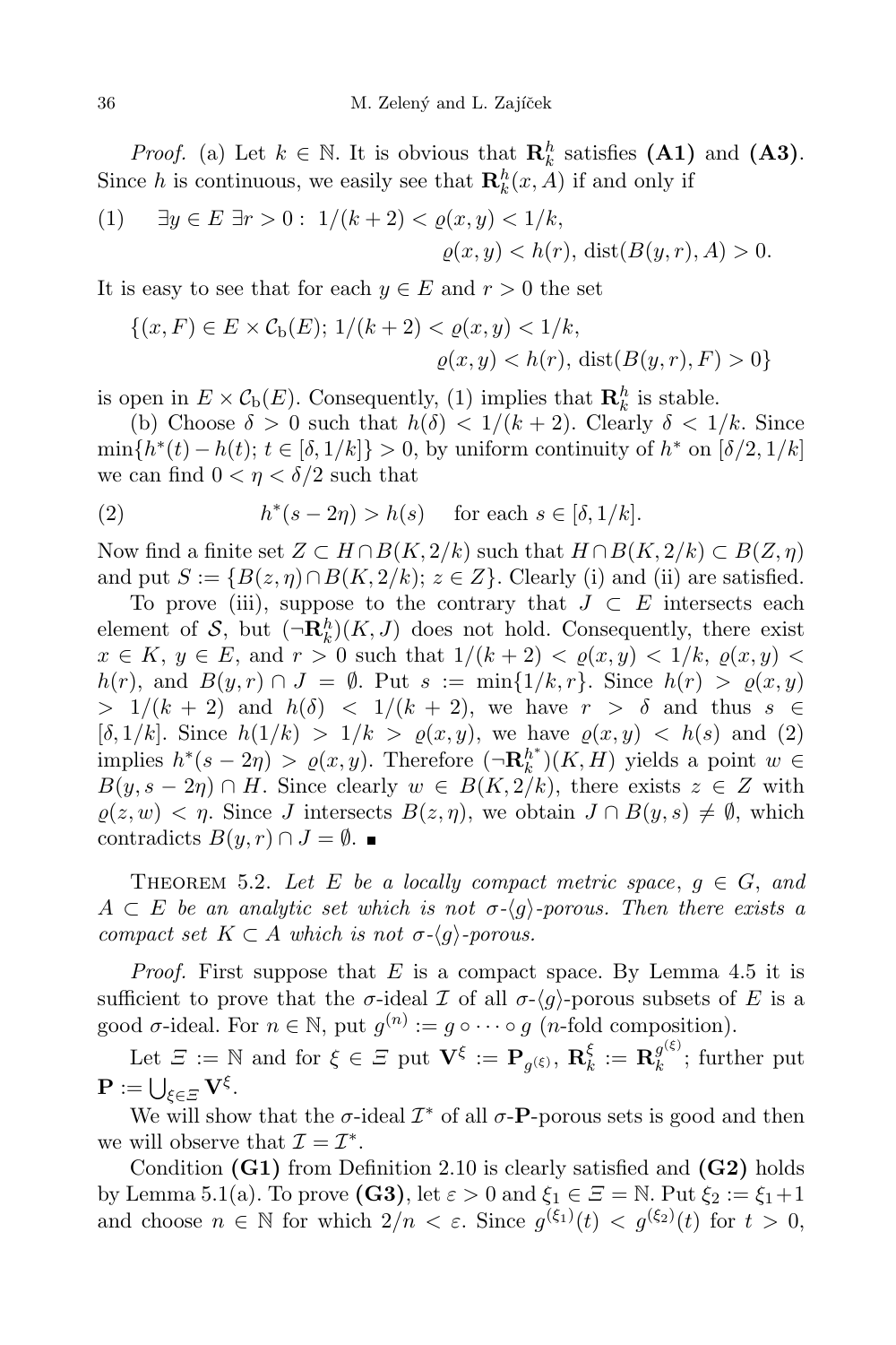*Proof.* (a) Let $k \in \mathbb{N}$. It is obvious that $\mathbf{R}_k^h$ satisfies **(A1)** and **(A3)**. Since $h$ is continuous, we easily see that $\mathbf{R}_k^h(x, A)$ if and only if

$$\text{(1)} \qquad \exists y \in E \ \exists r > 0: \ 1/(k+2) < \varrho(x,y) < 1/k, \qquad \varrho(x,y) < h(r), \ \operatorname{dist}(B(y,r), A) > 0.$$

It is easy to see that for each $y \in E$ and $r > 0$ the set

$$\{(x, F) \in E \times \mathcal{C}_{\mathrm{b}}(E);\ 1/(k+2) < \varrho(x,y) < 1/k, \quad \varrho(x,y) < h(r),\ \operatorname{dist}(B(y,r), F) > 0\}$$

is open in $E \times \mathcal{C}_{\mathrm{b}}(E)$. Consequently, (1) implies that $\mathbf{R}_k^h$ is stable.

(b) Choose $\delta > 0$ such that $h(\delta) < 1/(k+2)$. Clearly $\delta < 1/k$. Since $\min\{h^*(t) - h(t);\ t \in [\delta, 1/k]\} > 0$, by uniform continuity of $h^*$ on $[\delta/2, 1/k]$ we can find $0 < \eta < \delta/2$ such that

$$\text{(2)} \qquad h^*(s - 2\eta) > h(s) \quad \text{ for each } s \in [\delta, 1/k].$$

Now find a finite set $Z \subset H \cap B(K, 2/k)$ such that $H \cap B(K, 2/k) \subset B(Z, \eta)$ and put $S := \{B(z,\eta) \cap B(K, 2/k);\ z \in Z\}$. Clearly (i) and (ii) are satisfied.

To prove (iii), suppose to the contrary that $J \subset E$ intersects each element of $\mathcal{S}$, but $(\neg \mathbf{R}_k^h)(K, J)$ does not hold. Consequently, there exist $x \in K$, $y \in E$, and $r > 0$ such that $1/(k+2) < \varrho(x,y) < 1/k$, $\varrho(x,y) < h(r)$, and $B(y,r) \cap J = \emptyset$. Put $s := \min\{1/k, r\}$. Since $h(r) > \varrho(x,y) > 1/(k+2)$ and $h(\delta) < 1/(k+2)$, we have $r > \delta$ and thus $s \in [\delta, 1/k]$. Since $h(1/k) > 1/k > \varrho(x,y)$, we have $\varrho(x,y) < h(s)$ and (2) implies $h^*(s - 2\eta) > \varrho(x,y)$. Therefore $(\neg \mathbf{R}_k^{h^*})(K, H)$ yields a point $w \in B(y, s - 2\eta) \cap H$. Since clearly $w \in B(K, 2/k)$, there exists $z \in Z$ with $\varrho(z, w) < \eta$. Since $J$ intersects $B(z,\eta)$, we obtain $J \cap B(y,s) \neq \emptyset$, which contradicts $B(y,r) \cap J = \emptyset$. ∎

THEOREM 5.2. *Let $E$ be a locally compact metric space, $g \in G$, and $A \subset E$ be an analytic set which is not $\sigma$-$\langle g\rangle$-porous. Then there exists a compact set $K \subset A$ which is not $\sigma$-$\langle g\rangle$-porous.*

*Proof.* First suppose that $E$ is a compact space. By Lemma 4.5 it is sufficient to prove that the $\sigma$-ideal $\mathcal{I}$ of all $\sigma$-$\langle g\rangle$-porous subsets of $E$ is a good $\sigma$-ideal. For $n \in \mathbb{N}$, put $g^{(n)} := g \circ \cdots \circ g$ ($n$-fold composition).

Let $\varXi := \mathbb{N}$ and for $\xi \in \varXi$ put $\mathbf{V}^\xi := \mathbf{P}_{g^{(\xi)}}$, $\mathbf{R}_k^\xi := \mathbf{R}_k^{g^{(\xi)}}$; further put $\mathbf{P} := \bigcup_{\xi \in \varXi} \mathbf{V}^\xi$.

We will show that the $\sigma$-ideal $\mathcal{I}^*$ of all $\sigma$-$\mathbf{P}$-porous sets is good and then we will observe that $\mathcal{I} = \mathcal{I}^*$.

Condition **(G1)** from Definition 2.10 is clearly satisfied and **(G2)** holds by Lemma 5.1(a). To prove **(G3)**, let $\varepsilon > 0$ and $\xi_1 \in \varXi = \mathbb{N}$. Put $\xi_2 := \xi_1 + 1$ and choose $n \in \mathbb{N}$ for which $2/n < \varepsilon$. Since $g^{(\xi_1)}(t) < g^{(\xi_2)}(t)$ for $t > 0$,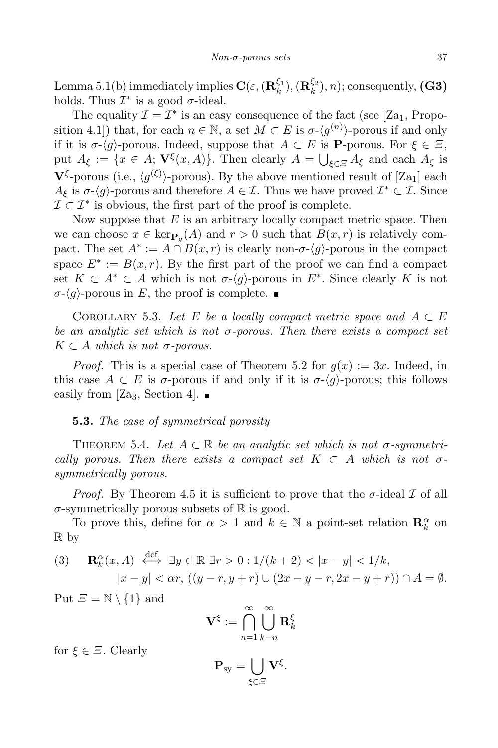Lemma 5.1(b) immediately implies $\mathbf{C}(\varepsilon, (\mathbf{R}_k^{\xi_1}), (\mathbf{R}_k^{\xi_2}), n)$; consequently, **(G3)** holds. Thus $\mathcal{I}^*$ is a good $\sigma$-ideal.

The equality $\mathcal{I} = \mathcal{I}^*$ is an easy consequence of the fact (see [Za$_1$, Proposition 4.1]) that, for each $n \in \mathbb{N}$, a set $M \subset E$ is $\sigma$-$\langle g^{(n)} \rangle$-porous if and only if it is $\sigma$-$\langle g \rangle$-porous. Indeed, suppose that $A \subset E$ is $\mathbf{P}$-porous. For $\xi \in \Xi$, put $A_\xi := \{x \in A;\, \mathbf{V}^\xi(x, A)\}$. Then clearly $A = \bigcup_{\xi \in \Xi} A_\xi$ and each $A_\xi$ is $\mathbf{V}^\xi$-porous (i.e., $\langle g^{(\xi)} \rangle$-porous). By the above mentioned result of [Za$_1$] each $A_\xi$ is $\sigma$-$\langle g \rangle$-porous and therefore $A \in \mathcal{I}$. Thus we have proved $\mathcal{I}^* \subset \mathcal{I}$. Since $\mathcal{I} \subset \mathcal{I}^*$ is obvious, the first part of the proof is complete.

Now suppose that $E$ is an arbitrary locally compact metric space. Then we can choose $x \in \ker_{\mathbf{P}_g}(A)$ and $r > 0$ such that $B(x, r)$ is relatively compact. The set $A^* := A \cap B(x, r)$ is clearly non-$\sigma$-$\langle g \rangle$-porous in the compact space $E^* := \overline{B(x, r)}$. By the first part of the proof we can find a compact set $K \subset A^* \subset A$ which is not $\sigma$-$\langle g \rangle$-porous in $E^*$. Since clearly $K$ is not $\sigma$-$\langle g \rangle$-porous in $E$, the proof is complete. ∎

Corollary 5.3. *Let $E$ be a locally compact metric space and $A \subset E$ be an analytic set which is not $\sigma$-porous. Then there exists a compact set $K \subset A$ which is not $\sigma$-porous.*

*Proof.* This is a special case of Theorem 5.2 for $g(x) := 3x$. Indeed, in this case $A \subset E$ is $\sigma$-porous if and only if it is $\sigma$-$\langle g \rangle$-porous; this follows easily from [Za$_3$, Section 4]. ∎

### 5.3. *The case of symmetrical porosity*

Theorem 5.4. *Let $A \subset \mathbb{R}$ be an analytic set which is not $\sigma$-symmetrically porous. Then there exists a compact set $K \subset A$ which is not $\sigma$-symmetrically porous.*

*Proof.* By Theorem 4.5 it is sufficient to prove that the $\sigma$-ideal $\mathcal{I}$ of all $\sigma$-symmetrically porous subsets of $\mathbb{R}$ is good.

To prove this, define for $\alpha > 1$ and $k \in \mathbb{N}$ a point-set relation $\mathbf{R}_k^\alpha$ on $\mathbb{R}$ by

$$
\begin{aligned}
(3) \qquad \mathbf{R}_k^\alpha(x, A) \overset{\text{def}}{\iff} {}& \exists y \in \mathbb{R}\ \exists r > 0 : 1/(k+2) < |x - y| < 1/k, \\
& |x - y| < \alpha r,\ ((y - r, y + r) \cup (2x - y - r, 2x - y + r)) \cap A = \emptyset.
\end{aligned}
$$

Put $\Xi = \mathbb{N} \setminus \{1\}$ and

$$
\mathbf{V}^\xi := \bigcap_{n=1}^{\infty} \bigcup_{k=n}^{\infty} \mathbf{R}_k^\xi
$$

for $\xi \in \Xi$. Clearly

$$
\mathbf{P}_{\text{sy}} = \bigcup_{\xi \in \Xi} \mathbf{V}^\xi.
$$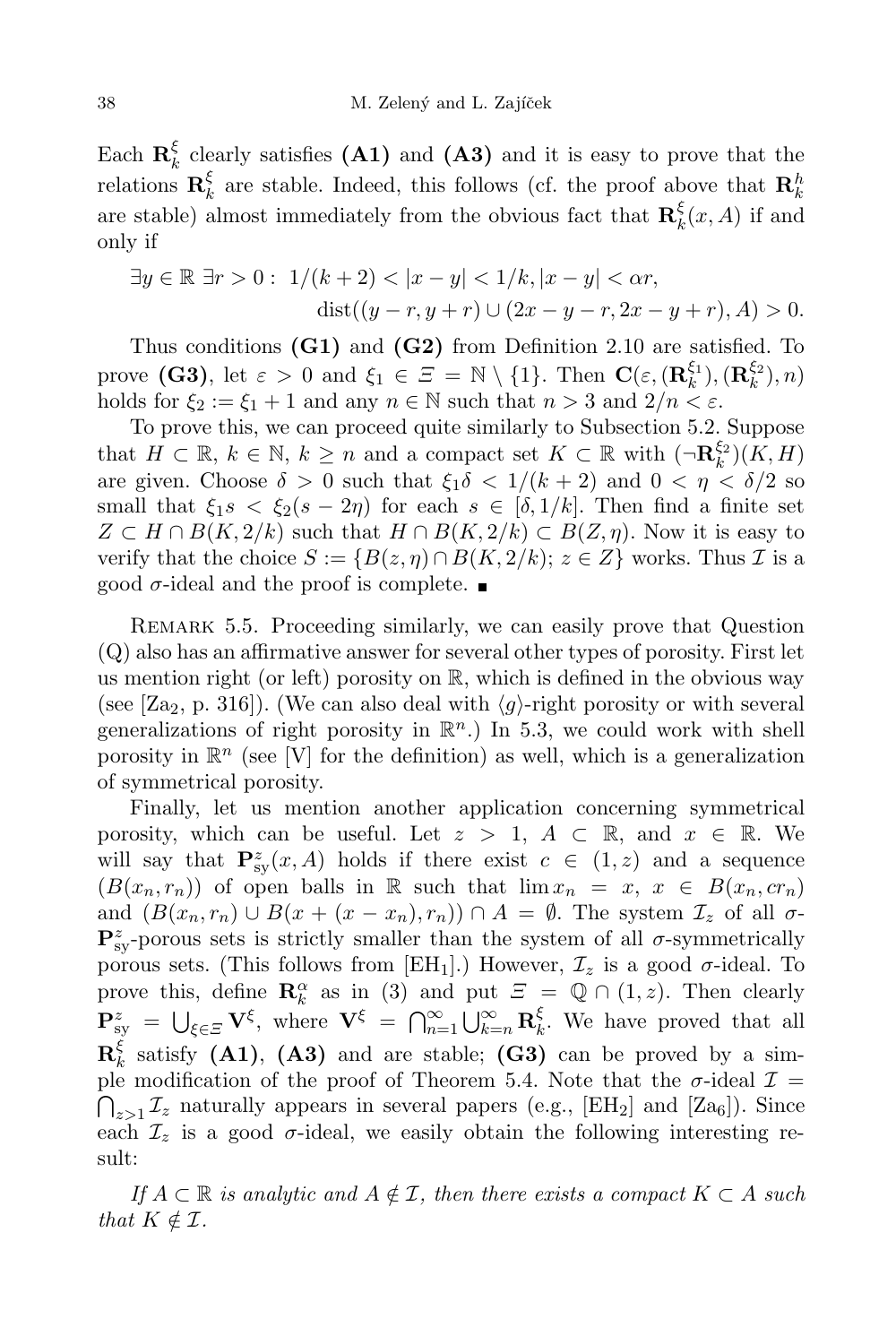Each $\mathbf{R}_k^\xi$ clearly satisfies **(A1)** and **(A3)** and it is easy to prove that the relations $\mathbf{R}_k^\xi$ are stable. Indeed, this follows (cf. the proof above that $\mathbf{R}_k^h$ are stable) almost immediately from the obvious fact that $\mathbf{R}_k^\xi(x, A)$ if and only if

$$\exists y \in \mathbb{R}\ \exists r > 0 :\ 1/(k+2) < |x-y| < 1/k, |x-y| < \alpha r,$$
$$\operatorname{dist}((y-r, y+r) \cup (2x-y-r, 2x-y+r), A) > 0.$$

Thus conditions **(G1)** and **(G2)** from Definition 2.10 are satisfied. To prove **(G3)**, let $\varepsilon > 0$ and $\xi_1 \in \varXi = \mathbb{N} \setminus \{1\}$. Then $\mathbf{C}(\varepsilon, (\mathbf{R}_k^{\xi_1}), (\mathbf{R}_k^{\xi_2}), n)$ holds for $\xi_2 := \xi_1 + 1$ and any $n \in \mathbb{N}$ such that $n > 3$ and $2/n < \varepsilon$.

To prove this, we can proceed quite similarly to Subsection 5.2. Suppose that $H \subset \mathbb{R}$, $k \in \mathbb{N}$, $k \geq n$ and a compact set $K \subset \mathbb{R}$ with $(\neg\mathbf{R}_k^{\xi_2})(K, H)$ are given. Choose $\delta > 0$ such that $\xi_1\delta < 1/(k+2)$ and $0 < \eta < \delta/2$ so small that $\xi_1 s < \xi_2(s - 2\eta)$ for each $s \in [\delta, 1/k]$. Then find a finite set $Z \subset H \cap B(K, 2/k)$ such that $H \cap B(K, 2/k) \subset B(Z, \eta)$. Now it is easy to verify that the choice $S := \{B(z, \eta) \cap B(K, 2/k);\ z \in Z\}$ works. Thus $\mathcal{I}$ is a good $\sigma$-ideal and the proof is complete. ∎

Remark 5.5. Proceeding similarly, we can easily prove that Question (Q) also has an affirmative answer for several other types of porosity. First let us mention right (or left) porosity on $\mathbb{R}$, which is defined in the obvious way (see [Za$_2$, p. 316]). (We can also deal with $\langle g\rangle$-right porosity or with several generalizations of right porosity in $\mathbb{R}^n$.) In 5.3, we could work with shell porosity in $\mathbb{R}^n$ (see [V] for the definition) as well, which is a generalization of symmetrical porosity.

Finally, let us mention another application concerning symmetrical porosity, which can be useful. Let $z > 1$, $A \subset \mathbb{R}$, and $x \in \mathbb{R}$. We will say that $\mathbf{P}_{\mathrm{sy}}^z(x, A)$ holds if there exist $c \in (1, z)$ and a sequence $(B(x_n, r_n))$ of open balls in $\mathbb{R}$ such that $\lim x_n = x$, $x \in B(x_n, cr_n)$ and $(B(x_n, r_n) \cup B(x + (x - x_n), r_n)) \cap A = \emptyset$. The system $\mathcal{I}_z$ of all $\sigma$-$\mathbf{P}_{\mathrm{sy}}^z$-porous sets is strictly smaller than the system of all $\sigma$-symmetrically porous sets. (This follows from [EH$_1$].) However, $\mathcal{I}_z$ is a good $\sigma$-ideal. To prove this, define $\mathbf{R}_k^\alpha$ as in (3) and put $\varXi = \mathbb{Q} \cap (1, z)$. Then clearly $\mathbf{P}_{\mathrm{sy}}^z = \bigcup_{\xi\in\varXi} \mathbf{V}^\xi$, where $\mathbf{V}^\xi = \bigcap_{n=1}^\infty \bigcup_{k=n}^\infty \mathbf{R}_k^\xi$. We have proved that all $\mathbf{R}_k^\xi$ satisfy **(A1)**, **(A3)** and are stable; **(G3)** can be proved by a simple modification of the proof of Theorem 5.4. Note that the $\sigma$-ideal $\mathcal{I} = \bigcap_{z>1} \mathcal{I}_z$ naturally appears in several papers (e.g., [EH$_2$] and [Za$_6$]). Since each $\mathcal{I}_z$ is a good $\sigma$-ideal, we easily obtain the following interesting result:

*If $A \subset \mathbb{R}$ is analytic and $A \notin \mathcal{I}$, then there exists a compact $K \subset A$ such that $K \notin \mathcal{I}$.*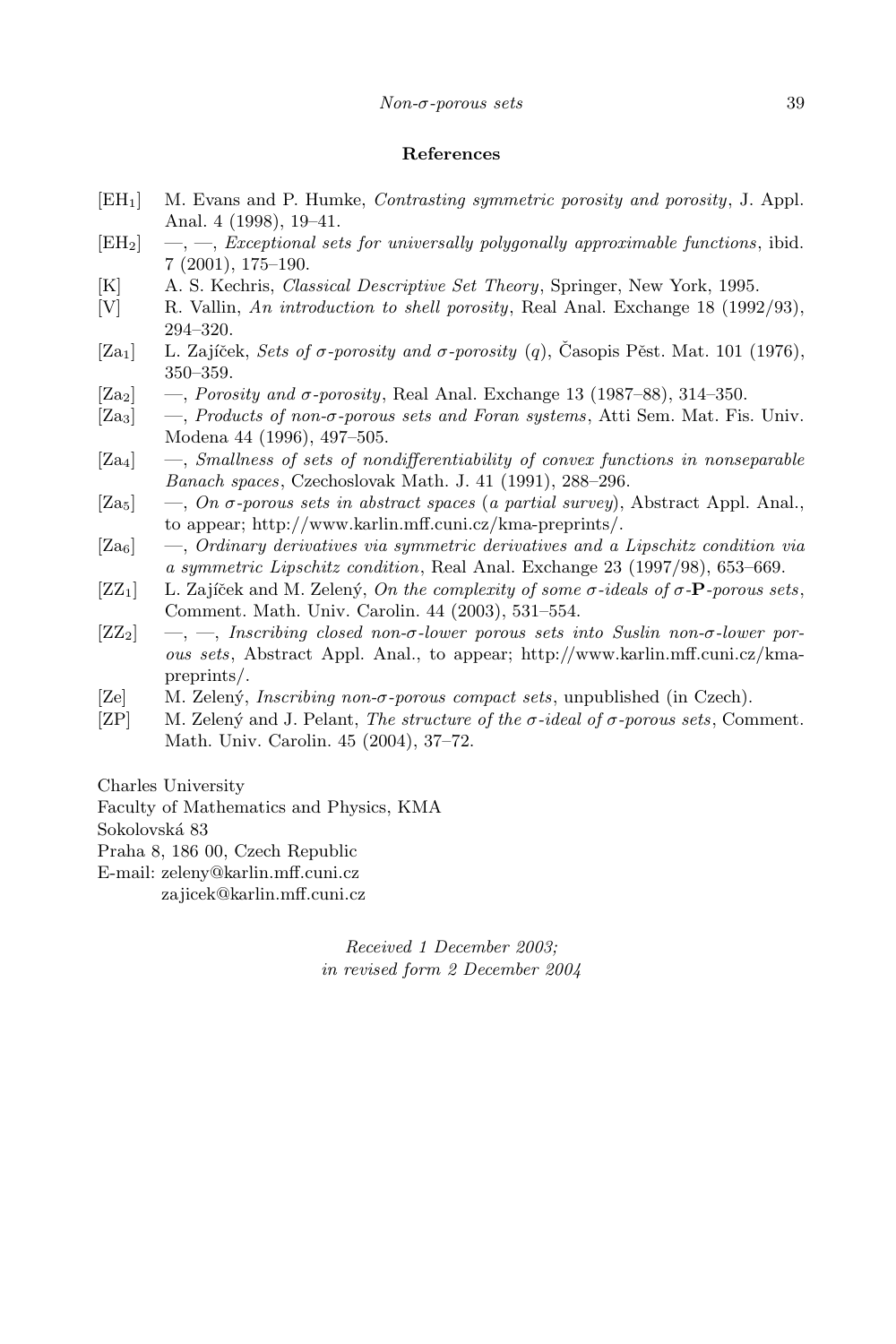## References

[EH$_1$] M. Evans and P. Humke, *Contrasting symmetric porosity and porosity*, J. Appl. Anal. 4 (1998), 19–41.

[EH$_2$] —, —, *Exceptional sets for universally polygonally approximable functions*, ibid. 7 (2001), 175–190.

[K] A. S. Kechris, *Classical Descriptive Set Theory*, Springer, New York, 1995.

[V] R. Vallin, *An introduction to shell porosity*, Real Anal. Exchange 18 (1992/93), 294–320.

[Za$_1$] L. Zajíček, *Sets of $\sigma$-porosity and $\sigma$-porosity* (*q*), Časopis Pěst. Mat. 101 (1976), 350–359.

[Za$_2$] —, *Porosity and $\sigma$-porosity*, Real Anal. Exchange 13 (1987–88), 314–350.

[Za$_3$] —, *Products of non-$\sigma$-porous sets and Foran systems*, Atti Sem. Mat. Fis. Univ. Modena 44 (1996), 497–505.

[Za$_4$] —, *Smallness of sets of nondifferentiability of convex functions in nonseparable Banach spaces*, Czechoslovak Math. J. 41 (1991), 288–296.

[Za$_5$] —, *On $\sigma$-porous sets in abstract spaces* (*a partial survey*), Abstract Appl. Anal., to appear; http://www.karlin.mff.cuni.cz/kma-preprints/.

[Za$_6$] —, *Ordinary derivatives via symmetric derivatives and a Lipschitz condition via a symmetric Lipschitz condition*, Real Anal. Exchange 23 (1997/98), 653–669.

[ZZ$_1$] L. Zajíček and M. Zelený, *On the complexity of some $\sigma$-ideals of $\sigma$-**P**-porous sets*, Comment. Math. Univ. Carolin. 44 (2003), 531–554.

[ZZ$_2$] —, —, *Inscribing closed non-$\sigma$-lower porous sets into Suslin non-$\sigma$-lower porous sets*, Abstract Appl. Anal., to appear; http://www.karlin.mff.cuni.cz/kma-preprints/.

[Ze] M. Zelený, *Inscribing non-$\sigma$-porous compact sets*, unpublished (in Czech).

[ZP] M. Zelený and J. Pelant, *The structure of the $\sigma$-ideal of $\sigma$-porous sets*, Comment. Math. Univ. Carolin. 45 (2004), 37–72.

Charles University
Faculty of Mathematics and Physics, KMA
Sokolovská 83
Praha 8, 186 00, Czech Republic
E-mail: zeleny@karlin.mff.cuni.cz
zajicek@karlin.mff.cuni.cz

*Received 1 December 2003;*
*in revised form 2 December 2004*